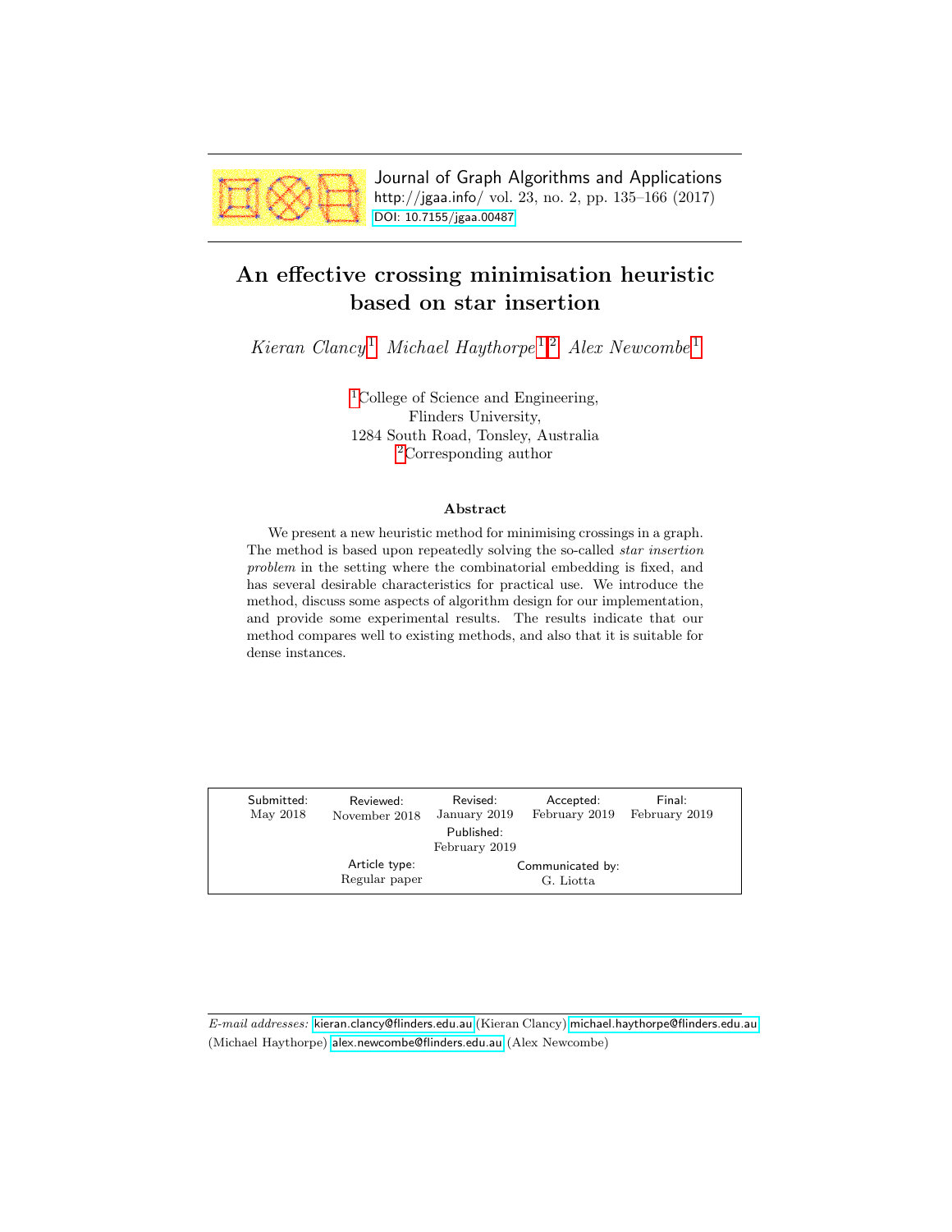# An effective crossing minimisation heuristic based on star insertion

*Kieran Clancy*[1] *Michael Haythorpe*[1,2] *Alex Newcombe*[1]

[1]College of Science and Engineering,
Flinders University,
1284 South Road, Tonsley, Australia
[2]Corresponding author

### Abstract

We present a new heuristic method for minimising crossings in a graph. The method is based upon repeatedly solving the so-called *star insertion problem* in the setting where the combinatorial embedding is fixed, and has several desirable characteristics for practical use. We introduce the method, discuss some aspects of algorithm design for our implementation, and provide some experimental results. The results indicate that our method compares well to existing methods, and also that it is suitable for dense instances.

| Submitted: May 2018 | Reviewed: November 2018 | Revised: January 2019 | Accepted: February 2019 | Final: February 2019 |
|---|---|---|---|---|
| | | Published: February 2019 | | |
| | Article type: Regular paper | | Communicated by: G. Liotta | |

*E-mail addresses:* kieran.clancy@flinders.edu.au (Kieran Clancy) michael.haythorpe@flinders.edu.au (Michael Haythorpe) alex.newcombe@flinders.edu.au (Alex Newcombe)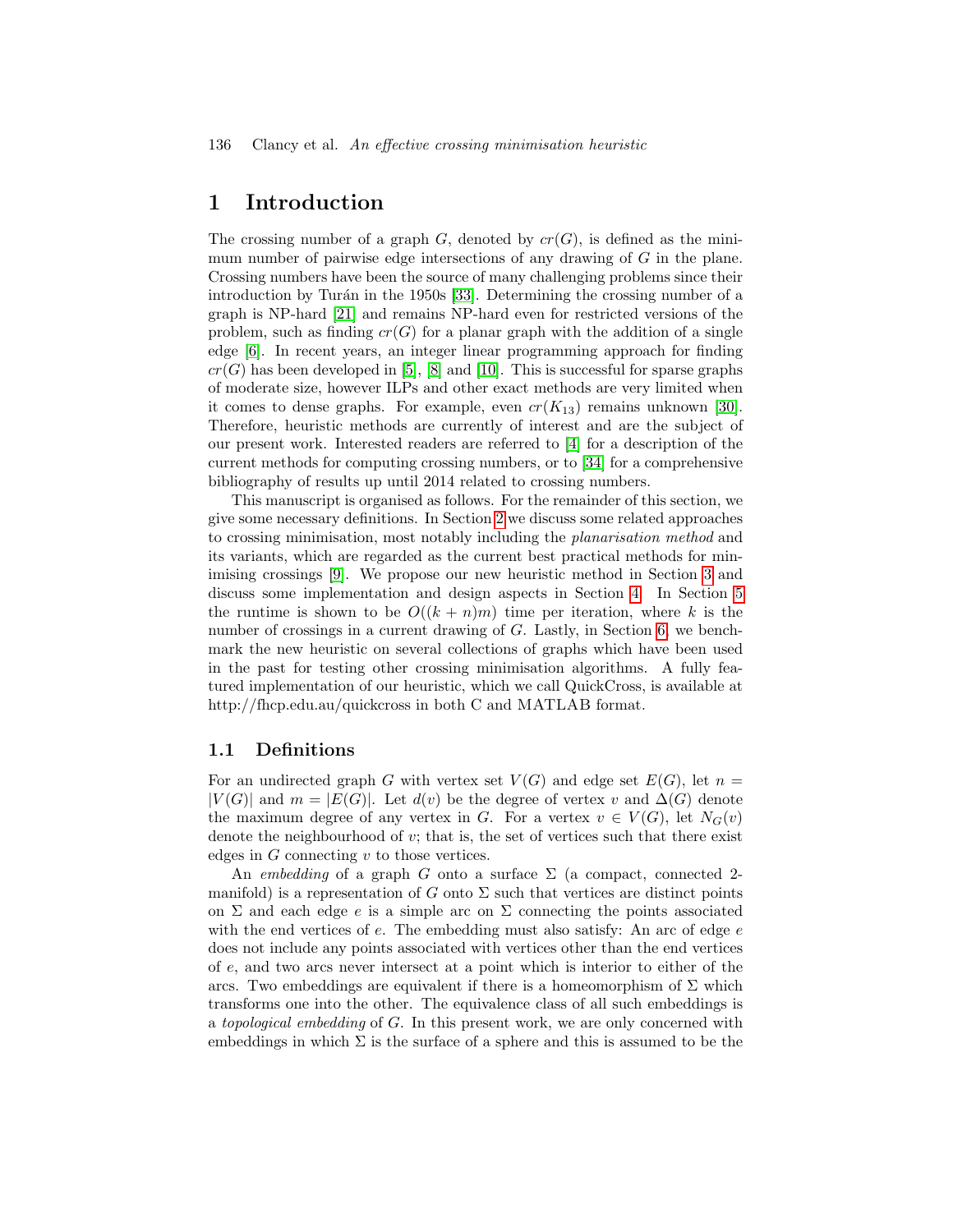# 1 Introduction

The crossing number of a graph $G$, denoted by $cr(G)$, is defined as the minimum number of pairwise edge intersections of any drawing of $G$ in the plane. Crossing numbers have been the source of many challenging problems since their introduction by Turán in the 1950s [33]. Determining the crossing number of a graph is NP-hard [21] and remains NP-hard even for restricted versions of the problem, such as finding $cr(G)$ for a planar graph with the addition of a single edge [6]. In recent years, an integer linear programming approach for finding $cr(G)$ has been developed in [5], [8] and [10]. This is successful for sparse graphs of moderate size, however ILPs and other exact methods are very limited when it comes to dense graphs. For example, even $cr(K_{13})$ remains unknown [30]. Therefore, heuristic methods are currently of interest and are the subject of our present work. Interested readers are referred to [4] for a description of the current methods for computing crossing numbers, or to [34] for a comprehensive bibliography of results up until 2014 related to crossing numbers.

This manuscript is organised as follows. For the remainder of this section, we give some necessary definitions. In Section 2 we discuss some related approaches to crossing minimisation, most notably including the *planarisation method* and its variants, which are regarded as the current best practical methods for minimising crossings [9]. We propose our new heuristic method in Section 3 and discuss some implementation and design aspects in Section 4. In Section 5 the runtime is shown to be $O((k + n)m)$ time per iteration, where $k$ is the number of crossings in a current drawing of $G$. Lastly, in Section 6, we benchmark the new heuristic on several collections of graphs which have been used in the past for testing other crossing minimisation algorithms. A fully featured implementation of our heuristic, which we call QuickCross, is available at http://fhcp.edu.au/quickcross in both C and MATLAB format.

## 1.1 Definitions

For an undirected graph $G$ with vertex set $V(G)$ and edge set $E(G)$, let $n = |V(G)|$ and $m = |E(G)|$. Let $d(v)$ be the degree of vertex $v$ and $\Delta(G)$ denote the maximum degree of any vertex in $G$. For a vertex $v \in V(G)$, let $N_G(v)$ denote the neighbourhood of $v$; that is, the set of vertices such that there exist edges in $G$ connecting $v$ to those vertices.

An *embedding* of a graph $G$ onto a surface $\Sigma$ (a compact, connected 2-manifold) is a representation of $G$ onto $\Sigma$ such that vertices are distinct points on $\Sigma$ and each edge $e$ is a simple arc on $\Sigma$ connecting the points associated with the end vertices of $e$. The embedding must also satisfy: An arc of edge $e$ does not include any points associated with vertices other than the end vertices of $e$, and two arcs never intersect at a point which is interior to either of the arcs. Two embeddings are equivalent if there is a homeomorphism of $\Sigma$ which transforms one into the other. The equivalence class of all such embeddings is a *topological embedding* of $G$. In this present work, we are only concerned with embeddings in which $\Sigma$ is the surface of a sphere and this is assumed to be the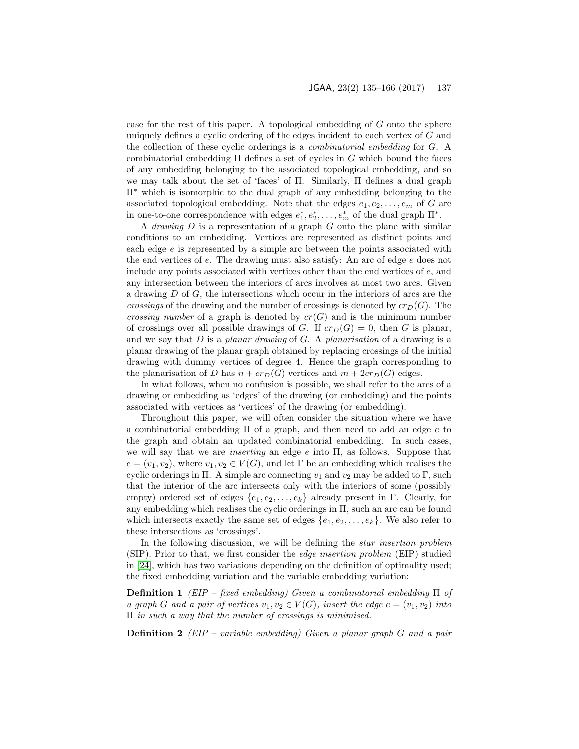case for the rest of this paper. A topological embedding of $G$ onto the sphere uniquely defines a cyclic ordering of the edges incident to each vertex of $G$ and the collection of these cyclic orderings is a *combinatorial embedding* for $G$. A combinatorial embedding $\Pi$ defines a set of cycles in $G$ which bound the faces of any embedding belonging to the associated topological embedding, and so we may talk about the set of 'faces' of $\Pi$. Similarly, $\Pi$ defines a dual graph $\Pi^*$ which is isomorphic to the dual graph of any embedding belonging to the associated topological embedding. Note that the edges $e_1, e_2, \ldots, e_m$ of $G$ are in one-to-one correspondence with edges $e_1^*, e_2^*, \ldots, e_m^*$ of the dual graph $\Pi^*$.

A *drawing* $D$ is a representation of a graph $G$ onto the plane with similar conditions to an embedding. Vertices are represented as distinct points and each edge $e$ is represented by a simple arc between the points associated with the end vertices of $e$. The drawing must also satisfy: An arc of edge $e$ does not include any points associated with vertices other than the end vertices of $e$, and any intersection between the interiors of arcs involves at most two arcs. Given a drawing $D$ of $G$, the intersections which occur in the interiors of arcs are the *crossings* of the drawing and the number of crossings is denoted by $cr_D(G)$. The *crossing number* of a graph is denoted by $cr(G)$ and is the minimum number of crossings over all possible drawings of $G$. If $cr_D(G) = 0$, then $G$ is planar, and we say that $D$ is a *planar drawing* of $G$. A *planarisation* of a drawing is a planar drawing of the planar graph obtained by replacing crossings of the initial drawing with dummy vertices of degree 4. Hence the graph corresponding to the planarisation of $D$ has $n + cr_D(G)$ vertices and $m + 2cr_D(G)$ edges.

In what follows, when no confusion is possible, we shall refer to the arcs of a drawing or embedding as 'edges' of the drawing (or embedding) and the points associated with vertices as 'vertices' of the drawing (or embedding).

Throughout this paper, we will often consider the situation where we have a combinatorial embedding $\Pi$ of a graph, and then need to add an edge $e$ to the graph and obtain an updated combinatorial embedding. In such cases, we will say that we are *inserting* an edge $e$ into $\Pi$, as follows. Suppose that $e = (v_1, v_2)$, where $v_1, v_2 \in V(G)$, and let $\Gamma$ be an embedding which realises the cyclic orderings in $\Pi$. A simple arc connecting $v_1$ and $v_2$ may be added to $\Gamma$, such that the interior of the arc intersects only with the interiors of some (possibly empty) ordered set of edges $\{e_1, e_2, \ldots, e_k\}$ already present in $\Gamma$. Clearly, for any embedding which realises the cyclic orderings in $\Pi$, such an arc can be found which intersects exactly the same set of edges $\{e_1, e_2, \ldots, e_k\}$. We also refer to these intersections as 'crossings'.

In the following discussion, we will be defining the *star insertion problem* (SIP). Prior to that, we first consider the *edge insertion problem* (EIP) studied in [24], which has two variations depending on the definition of optimality used; the fixed embedding variation and the variable embedding variation:

**Definition 1** *(EIP – fixed embedding) Given a combinatorial embedding $\Pi$ of a graph $G$ and a pair of vertices $v_1, v_2 \in V(G)$, insert the edge $e = (v_1, v_2)$ into $\Pi$ in such a way that the number of crossings is minimised.*

**Definition 2** *(EIP – variable embedding) Given a planar graph $G$ and a pair*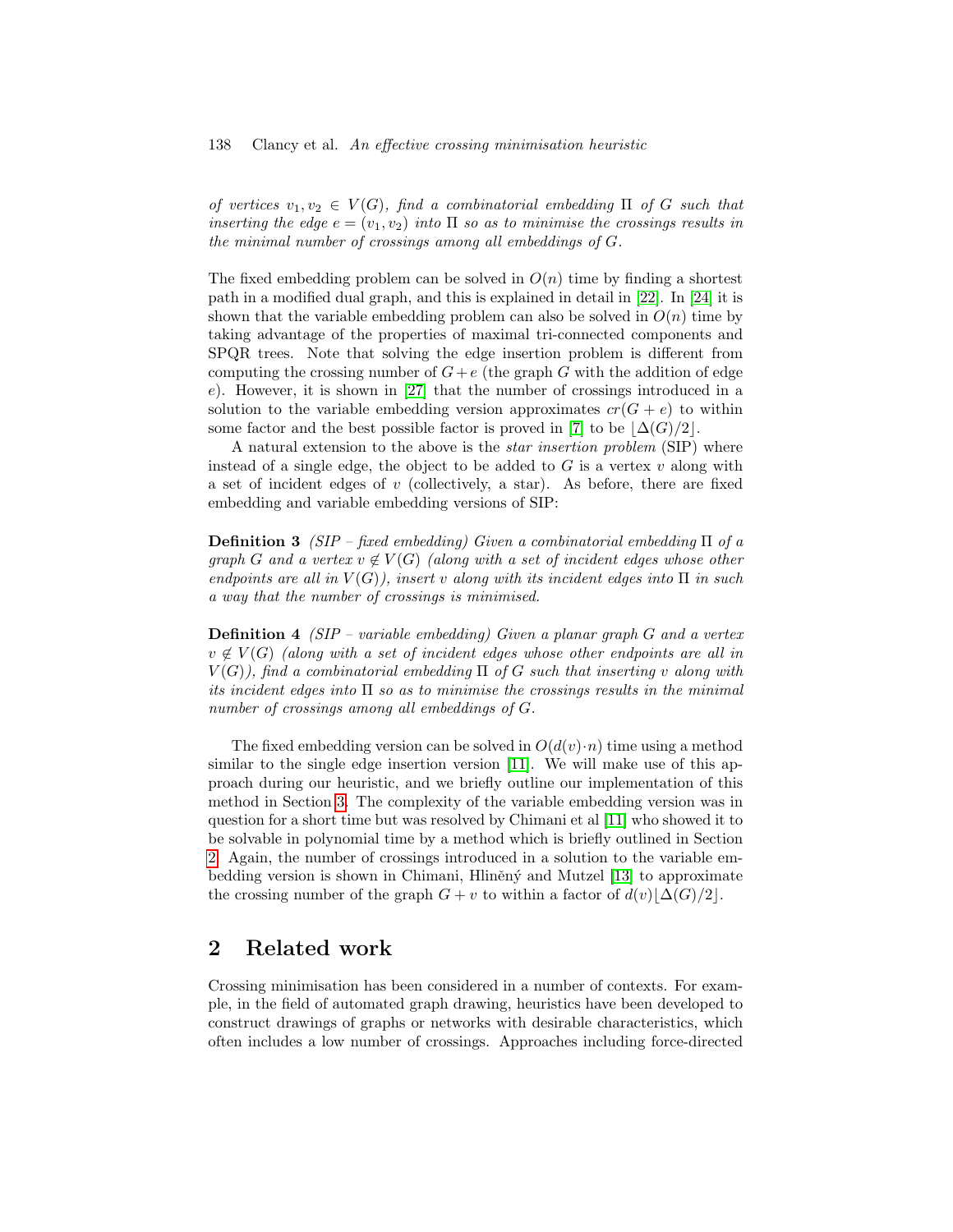*of vertices $v_1, v_2 \in V(G)$, find a combinatorial embedding $\Pi$ of $G$ such that inserting the edge $e = (v_1, v_2)$ into $\Pi$ so as to minimise the crossings results in the minimal number of crossings among all embeddings of $G$.*

The fixed embedding problem can be solved in $O(n)$ time by finding a shortest path in a modified dual graph, and this is explained in detail in [22]. In [24] it is shown that the variable embedding problem can also be solved in $O(n)$ time by taking advantage of the properties of maximal tri-connected components and SPQR trees. Note that solving the edge insertion problem is different from computing the crossing number of $G+e$ (the graph $G$ with the addition of edge $e$). However, it is shown in [27] that the number of crossings introduced in a solution to the variable embedding version approximates $cr(G+e)$ to within some factor and the best possible factor is proved in [7] to be $\lfloor \Delta(G)/2 \rfloor$.

A natural extension to the above is the *star insertion problem* (SIP) where instead of a single edge, the object to be added to $G$ is a vertex $v$ along with a set of incident edges of $v$ (collectively, a star). As before, there are fixed embedding and variable embedding versions of SIP:

**Definition 3** *(SIP – fixed embedding) Given a combinatorial embedding $\Pi$ of a graph $G$ and a vertex $v \notin V(G)$ (along with a set of incident edges whose other endpoints are all in $V(G)$), insert $v$ along with its incident edges into $\Pi$ in such a way that the number of crossings is minimised.*

**Definition 4** *(SIP – variable embedding) Given a planar graph $G$ and a vertex $v \notin V(G)$ (along with a set of incident edges whose other endpoints are all in $V(G)$), find a combinatorial embedding $\Pi$ of $G$ such that inserting $v$ along with its incident edges into $\Pi$ so as to minimise the crossings results in the minimal number of crossings among all embeddings of $G$.*

The fixed embedding version can be solved in $O(d(v) \cdot n)$ time using a method similar to the single edge insertion version [11]. We will make use of this approach during our heuristic, and we briefly outline our implementation of this method in Section 3. The complexity of the variable embedding version was in question for a short time but was resolved by Chimani et al [11] who showed it to be solvable in polynomial time by a method which is briefly outlined in Section 2. Again, the number of crossings introduced in a solution to the variable embedding version is shown in Chimani, Hliněný and Mutzel [13] to approximate the crossing number of the graph $G+v$ to within a factor of $d(v)\lfloor \Delta(G)/2 \rfloor$.

## 2 Related work

Crossing minimisation has been considered in a number of contexts. For example, in the field of automated graph drawing, heuristics have been developed to construct drawings of graphs or networks with desirable characteristics, which often includes a low number of crossings. Approaches including force-directed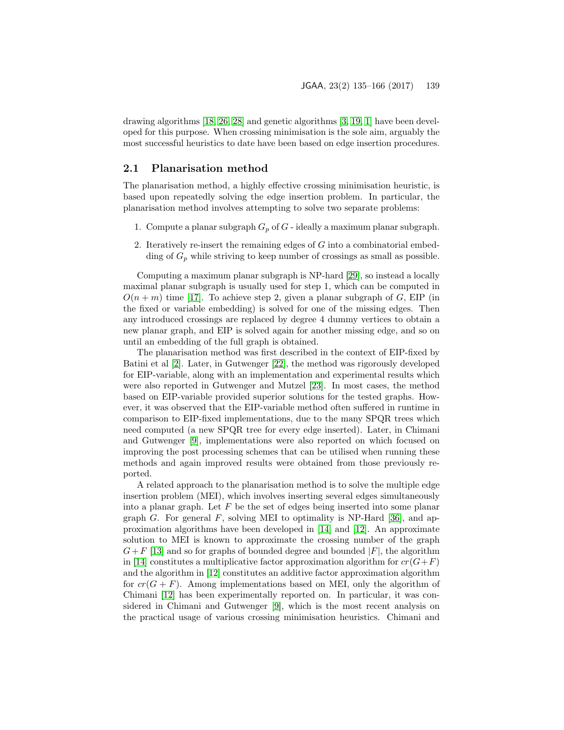drawing algorithms [18, 26, 28] and genetic algorithms [3, 19, 1] have been developed for this purpose. When crossing minimisation is the sole aim, arguably the most successful heuristics to date have been based on edge insertion procedures.

## 2.1 Planarisation method

The planarisation method, a highly effective crossing minimisation heuristic, is based upon repeatedly solving the edge insertion problem. In particular, the planarisation method involves attempting to solve two separate problems:

1. Compute a planar subgraph $G_p$ of $G$ - ideally a maximum planar subgraph.
2. Iteratively re-insert the remaining edges of $G$ into a combinatorial embedding of $G_p$ while striving to keep number of crossings as small as possible.

Computing a maximum planar subgraph is NP-hard [29], so instead a locally maximal planar subgraph is usually used for step 1, which can be computed in $O(n + m)$ time [17]. To achieve step 2, given a planar subgraph of $G$, EIP (in the fixed or variable embedding) is solved for one of the missing edges. Then any introduced crossings are replaced by degree 4 dummy vertices to obtain a new planar graph, and EIP is solved again for another missing edge, and so on until an embedding of the full graph is obtained.

The planarisation method was first described in the context of EIP-fixed by Batini et al [2]. Later, in Gutwenger [22], the method was rigorously developed for EIP-variable, along with an implementation and experimental results which were also reported in Gutwenger and Mutzel [23]. In most cases, the method based on EIP-variable provided superior solutions for the tested graphs. However, it was observed that the EIP-variable method often suffered in runtime in comparison to EIP-fixed implementations, due to the many SPQR trees which need computed (a new SPQR tree for every edge inserted). Later, in Chimani and Gutwenger [9], implementations were also reported on which focused on improving the post processing schemes that can be utilised when running these methods and again improved results were obtained from those previously reported.

A related approach to the planarisation method is to solve the multiple edge insertion problem (MEI), which involves inserting several edges simultaneously into a planar graph. Let $F$ be the set of edges being inserted into some planar graph $G$. For general $F$, solving MEI to optimality is NP-Hard [36], and approximation algorithms have been developed in [14] and [12]. An approximate solution to MEI is known to approximate the crossing number of the graph $G + F$ [13] and so for graphs of bounded degree and bounded $|F|$, the algorithm in [14] constitutes a multiplicative factor approximation algorithm for $cr(G+F)$ and the algorithm in [12] constitutes an additive factor approximation algorithm for $cr(G + F)$. Among implementations based on MEI, only the algorithm of Chimani [12] has been experimentally reported on. In particular, it was considered in Chimani and Gutwenger [9], which is the most recent analysis on the practical usage of various crossing minimisation heuristics. Chimani and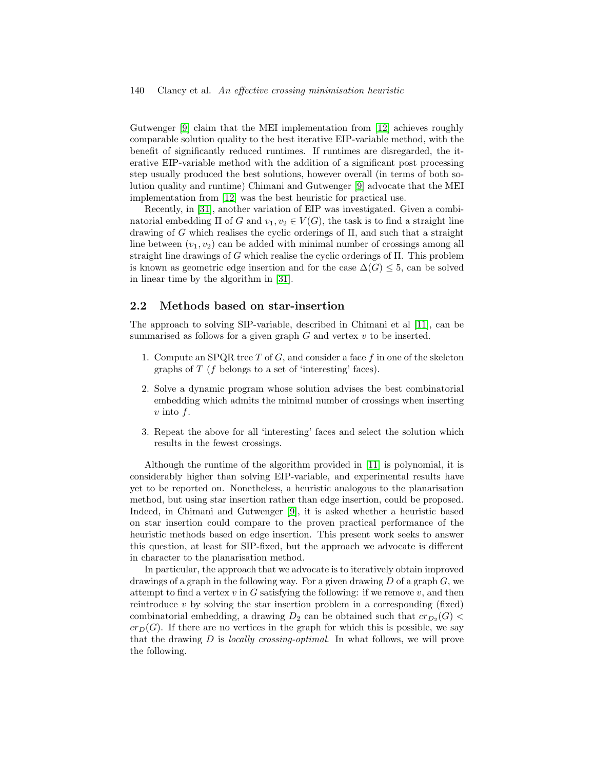Gutwenger [9] claim that the MEI implementation from [12] achieves roughly comparable solution quality to the best iterative EIP-variable method, with the benefit of significantly reduced runtimes. If runtimes are disregarded, the iterative EIP-variable method with the addition of a significant post processing step usually produced the best solutions, however overall (in terms of both solution quality and runtime) Chimani and Gutwenger [9] advocate that the MEI implementation from [12] was the best heuristic for practical use.

Recently, in [31], another variation of EIP was investigated. Given a combinatorial embedding $\Pi$ of $G$ and $v_1, v_2 \in V(G)$, the task is to find a straight line drawing of $G$ which realises the cyclic orderings of $\Pi$, and such that a straight line between $(v_1, v_2)$ can be added with minimal number of crossings among all straight line drawings of $G$ which realise the cyclic orderings of $\Pi$. This problem is known as geometric edge insertion and for the case $\Delta(G) \leq 5$, can be solved in linear time by the algorithm in [31].

## 2.2 Methods based on star-insertion

The approach to solving SIP-variable, described in Chimani et al [11], can be summarised as follows for a given graph $G$ and vertex $v$ to be inserted.

1. Compute an SPQR tree $T$ of $G$, and consider a face $f$ in one of the skeleton graphs of $T$ ($f$ belongs to a set of 'interesting' faces).
2. Solve a dynamic program whose solution advises the best combinatorial embedding which admits the minimal number of crossings when inserting $v$ into $f$.
3. Repeat the above for all 'interesting' faces and select the solution which results in the fewest crossings.

Although the runtime of the algorithm provided in [11] is polynomial, it is considerably higher than solving EIP-variable, and experimental results have yet to be reported on. Nonetheless, a heuristic analogous to the planarisation method, but using star insertion rather than edge insertion, could be proposed. Indeed, in Chimani and Gutwenger [9], it is asked whether a heuristic based on star insertion could compare to the proven practical performance of the heuristic methods based on edge insertion. This present work seeks to answer this question, at least for SIP-fixed, but the approach we advocate is different in character to the planarisation method.

In particular, the approach that we advocate is to iteratively obtain improved drawings of a graph in the following way. For a given drawing $D$ of a graph $G$, we attempt to find a vertex $v$ in $G$ satisfying the following: if we remove $v$, and then reintroduce $v$ by solving the star insertion problem in a corresponding (fixed) combinatorial embedding, a drawing $D_2$ can be obtained such that $cr_{D_2}(G) < cr_D(G)$. If there are no vertices in the graph for which this is possible, we say that the drawing $D$ is *locally crossing-optimal*. In what follows, we will prove the following.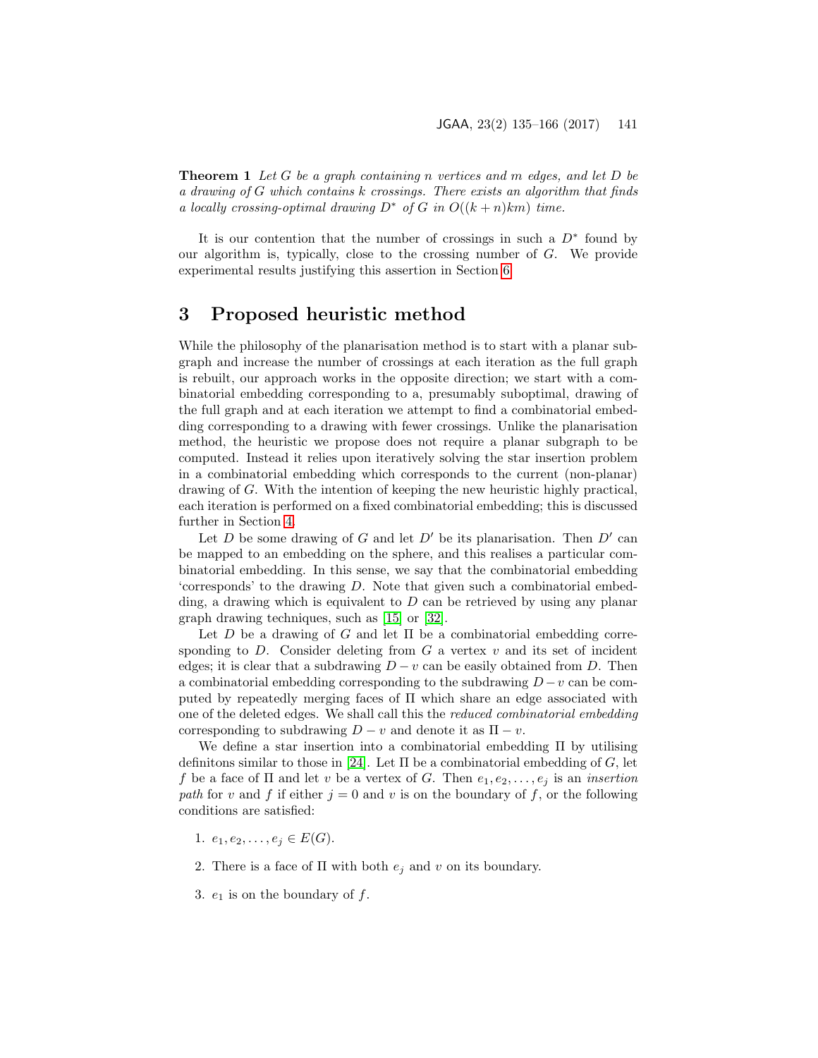**Theorem 1** *Let $G$ be a graph containing $n$ vertices and $m$ edges, and let $D$ be a drawing of $G$ which contains $k$ crossings. There exists an algorithm that finds a locally crossing-optimal drawing $D^*$ of $G$ in $O((k+n)km)$ time.*

It is our contention that the number of crossings in such a $D^*$ found by our algorithm is, typically, close to the crossing number of $G$. We provide experimental results justifying this assertion in Section 6.

# 3 Proposed heuristic method

While the philosophy of the planarisation method is to start with a planar subgraph and increase the number of crossings at each iteration as the full graph is rebuilt, our approach works in the opposite direction; we start with a combinatorial embedding corresponding to a, presumably suboptimal, drawing of the full graph and at each iteration we attempt to find a combinatorial embedding corresponding to a drawing with fewer crossings. Unlike the planarisation method, the heuristic we propose does not require a planar subgraph to be computed. Instead it relies upon iteratively solving the star insertion problem in a combinatorial embedding which corresponds to the current (non-planar) drawing of $G$. With the intention of keeping the new heuristic highly practical, each iteration is performed on a fixed combinatorial embedding; this is discussed further in Section 4.

Let $D$ be some drawing of $G$ and let $D'$ be its planarisation. Then $D'$ can be mapped to an embedding on the sphere, and this realises a particular combinatorial embedding. In this sense, we say that the combinatorial embedding 'corresponds' to the drawing $D$. Note that given such a combinatorial embedding, a drawing which is equivalent to $D$ can be retrieved by using any planar graph drawing techniques, such as [15] or [32].

Let $D$ be a drawing of $G$ and let $\Pi$ be a combinatorial embedding corresponding to $D$. Consider deleting from $G$ a vertex $v$ and its set of incident edges; it is clear that a subdrawing $D - v$ can be easily obtained from $D$. Then a combinatorial embedding corresponding to the subdrawing $D - v$ can be computed by repeatedly merging faces of $\Pi$ which share an edge associated with one of the deleted edges. We shall call this the *reduced combinatorial embedding* corresponding to subdrawing $D - v$ and denote it as $\Pi - v$.

We define a star insertion into a combinatorial embedding $\Pi$ by utilising definitons similar to those in [24]. Let $\Pi$ be a combinatorial embedding of $G$, let $f$ be a face of $\Pi$ and let $v$ be a vertex of $G$. Then $e_1, e_2, \ldots, e_j$ is an *insertion path* for $v$ and $f$ if either $j = 0$ and $v$ is on the boundary of $f$, or the following conditions are satisfied:

1. $e_1, e_2, \ldots, e_j \in E(G)$.

2. There is a face of $\Pi$ with both $e_j$ and $v$ on its boundary.

3. $e_1$ is on the boundary of $f$.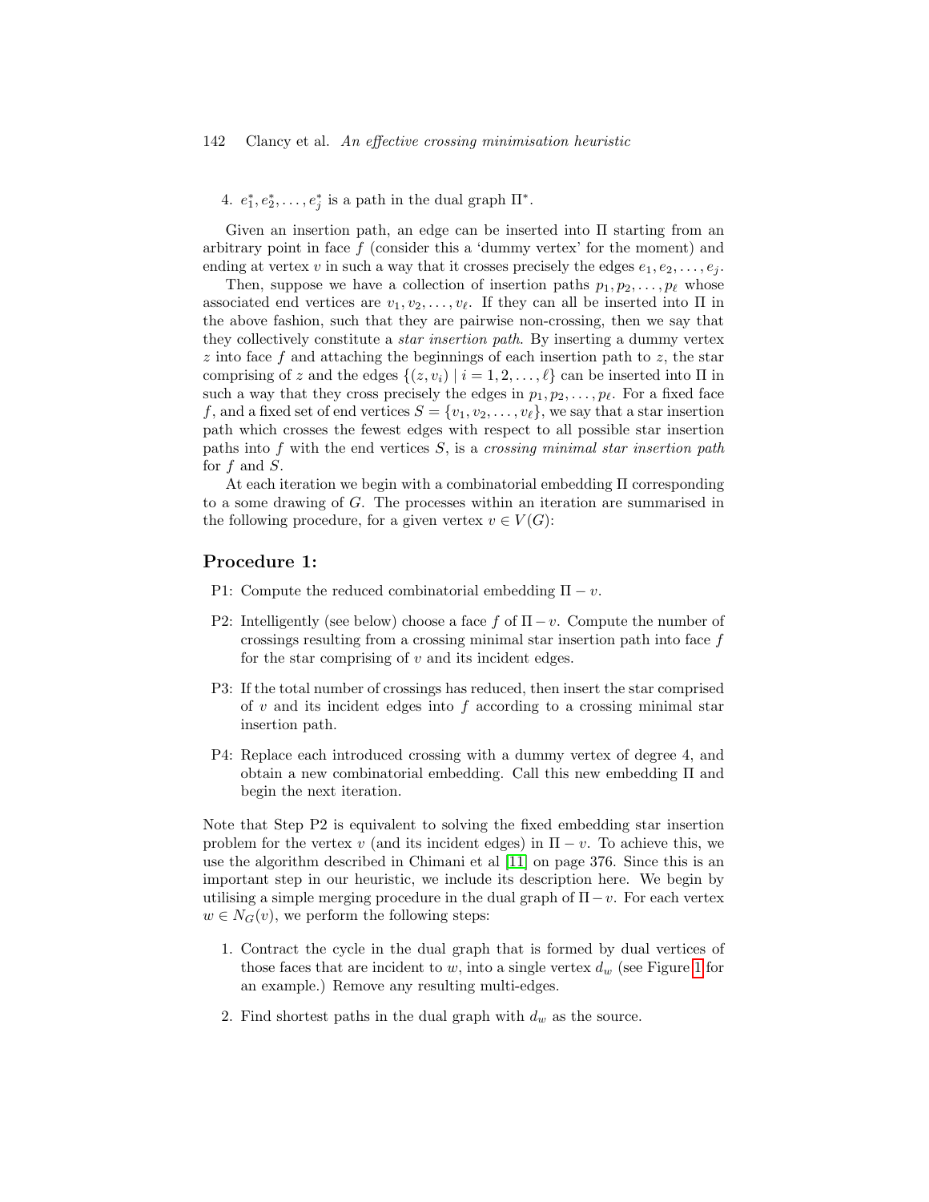4. $e_1^*, e_2^*, \ldots, e_j^*$ is a path in the dual graph $\Pi^*$.

Given an insertion path, an edge can be inserted into $\Pi$ starting from an arbitrary point in face $f$ (consider this a 'dummy vertex' for the moment) and ending at vertex $v$ in such a way that it crosses precisely the edges $e_1, e_2, \ldots, e_j$.

Then, suppose we have a collection of insertion paths $p_1, p_2, \ldots, p_\ell$ whose associated end vertices are $v_1, v_2, \ldots, v_\ell$. If they can all be inserted into $\Pi$ in the above fashion, such that they are pairwise non-crossing, then we say that they collectively constitute a *star insertion path*. By inserting a dummy vertex $z$ into face $f$ and attaching the beginnings of each insertion path to $z$, the star comprising of $z$ and the edges $\{(z, v_i) \mid i = 1, 2, \ldots, \ell\}$ can be inserted into $\Pi$ in such a way that they cross precisely the edges in $p_1, p_2, \ldots, p_\ell$. For a fixed face $f$, and a fixed set of end vertices $S = \{v_1, v_2, \ldots, v_\ell\}$, we say that a star insertion path which crosses the fewest edges with respect to all possible star insertion paths into $f$ with the end vertices $S$, is a *crossing minimal star insertion path* for $f$ and $S$.

At each iteration we begin with a combinatorial embedding $\Pi$ corresponding to a some drawing of $G$. The processes within an iteration are summarised in the following procedure, for a given vertex $v \in V(G)$:

## Procedure 1:

- P1: Compute the reduced combinatorial embedding $\Pi - v$.
- P2: Intelligently (see below) choose a face $f$ of $\Pi - v$. Compute the number of crossings resulting from a crossing minimal star insertion path into face $f$ for the star comprising of $v$ and its incident edges.
- P3: If the total number of crossings has reduced, then insert the star comprised of $v$ and its incident edges into $f$ according to a crossing minimal star insertion path.
- P4: Replace each introduced crossing with a dummy vertex of degree 4, and obtain a new combinatorial embedding. Call this new embedding $\Pi$ and begin the next iteration.

Note that Step P2 is equivalent to solving the fixed embedding star insertion problem for the vertex $v$ (and its incident edges) in $\Pi - v$. To achieve this, we use the algorithm described in Chimani et al [11] on page 376. Since this is an important step in our heuristic, we include its description here. We begin by utilising a simple merging procedure in the dual graph of $\Pi - v$. For each vertex $w \in N_G(v)$, we perform the following steps:

1. Contract the cycle in the dual graph that is formed by dual vertices of those faces that are incident to $w$, into a single vertex $d_w$ (see Figure 1 for an example.) Remove any resulting multi-edges.
2. Find shortest paths in the dual graph with $d_w$ as the source.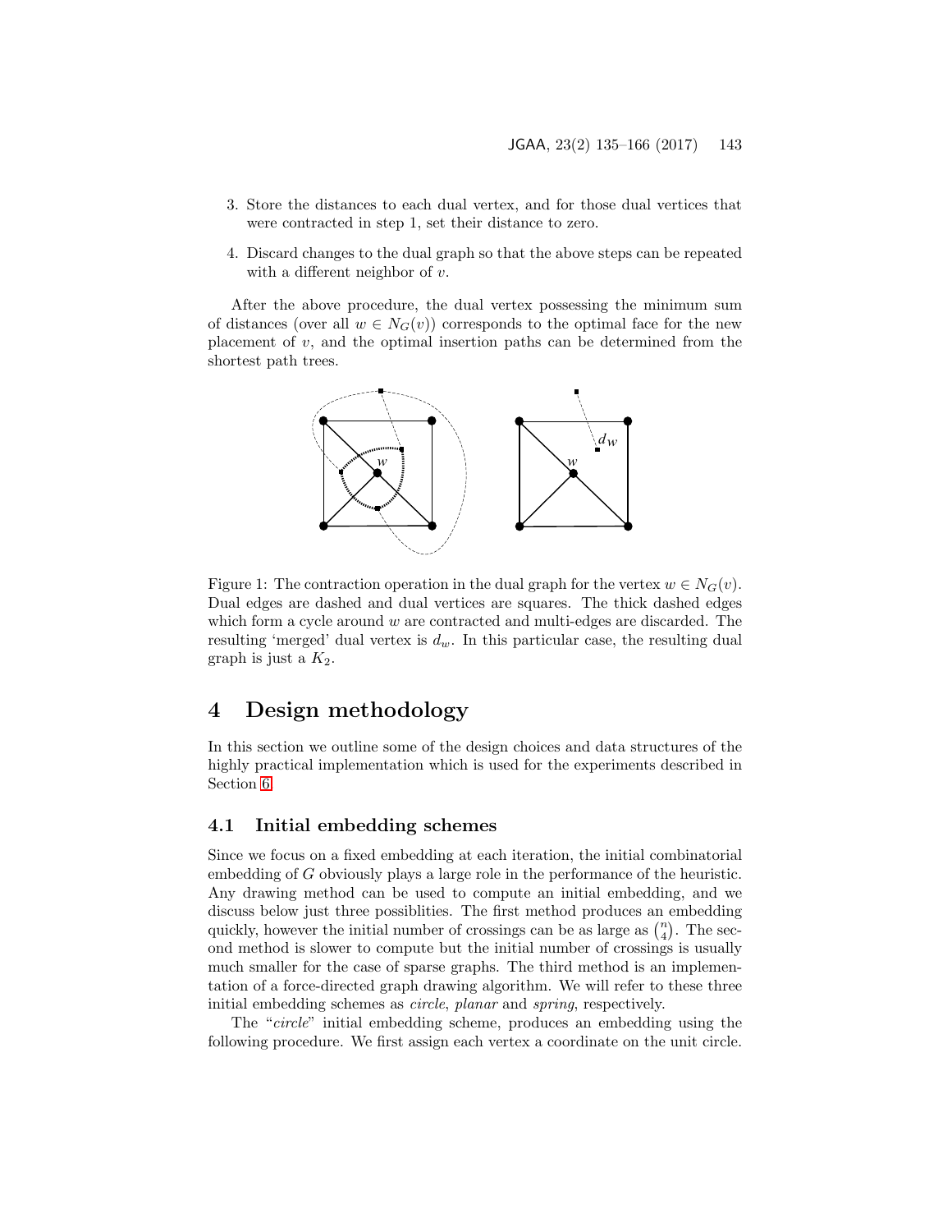3. Store the distances to each dual vertex, and for those dual vertices that were contracted in step 1, set their distance to zero.
4. Discard changes to the dual graph so that the above steps can be repeated with a different neighbor of $v$.

After the above procedure, the dual vertex possessing the minimum sum of distances (over all $w \in N_G(v)$) corresponds to the optimal face for the new placement of $v$, and the optimal insertion paths can be determined from the shortest path trees.

Figure 1: The contraction operation in the dual graph for the vertex $w \in N_G(v)$. Dual edges are dashed and dual vertices are squares. The thick dashed edges which form a cycle around $w$ are contracted and multi-edges are discarded. The resulting 'merged' dual vertex is $d_w$. In this particular case, the resulting dual graph is just a $K_2$.

# 4 Design methodology

In this section we outline some of the design choices and data structures of the highly practical implementation which is used for the experiments described in Section 6.

## 4.1 Initial embedding schemes

Since we focus on a fixed embedding at each iteration, the initial combinatorial embedding of $G$ obviously plays a large role in the performance of the heuristic. Any drawing method can be used to compute an initial embedding, and we discuss below just three possiblities. The first method produces an embedding quickly, however the initial number of crossings can be as large as $\binom{n}{4}$. The second method is slower to compute but the initial number of crossings is usually much smaller for the case of sparse graphs. The third method is an implementation of a force-directed graph drawing algorithm. We will refer to these three initial embedding schemes as *circle*, *planar* and *spring*, respectively.

The "*circle*" initial embedding scheme, produces an embedding using the following procedure. We first assign each vertex a coordinate on the unit circle.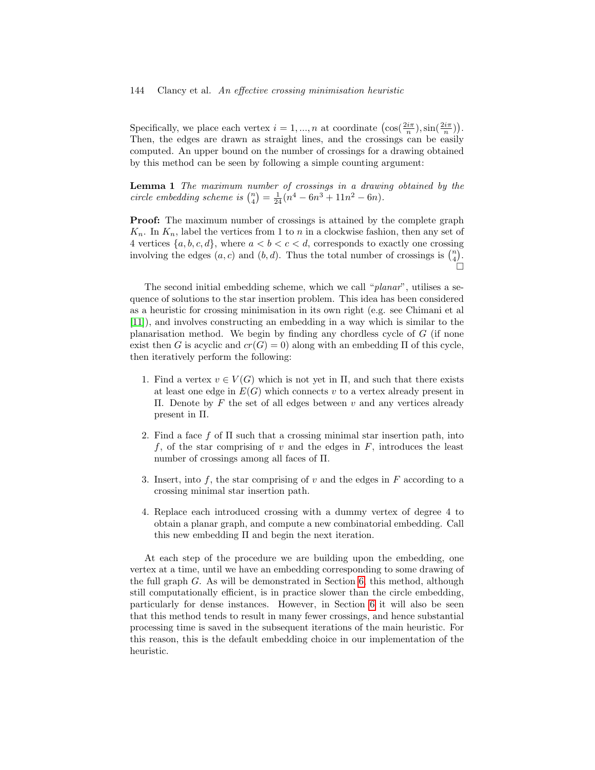Specifically, we place each vertex $i = 1, ..., n$ at coordinate $\left(\cos(\frac{2i\pi}{n}), \sin(\frac{2i\pi}{n})\right)$. Then, the edges are drawn as straight lines, and the crossings can be easily computed. An upper bound on the number of crossings for a drawing obtained by this method can be seen by following a simple counting argument:

**Lemma 1** *The maximum number of crossings in a drawing obtained by the circle embedding scheme is* $\binom{n}{4} = \frac{1}{24}(n^4 - 6n^3 + 11n^2 - 6n)$.

**Proof:** The maximum number of crossings is attained by the complete graph $K_n$. In $K_n$, label the vertices from 1 to $n$ in a clockwise fashion, then any set of 4 vertices $\{a, b, c, d\}$, where $a < b < c < d$, corresponds to exactly one crossing involving the edges $(a, c)$ and $(b, d)$. Thus the total number of crossings is $\binom{n}{4}$. □

The second initial embedding scheme, which we call "*planar*", utilises a sequence of solutions to the star insertion problem. This idea has been considered as a heuristic for crossing minimisation in its own right (e.g. see Chimani et al [11]), and involves constructing an embedding in a way which is similar to the planarisation method. We begin by finding any chordless cycle of $G$ (if none exist then $G$ is acyclic and $cr(G) = 0$) along with an embedding $\Pi$ of this cycle, then iteratively perform the following:

1. Find a vertex $v \in V(G)$ which is not yet in $\Pi$, and such that there exists at least one edge in $E(G)$ which connects $v$ to a vertex already present in $\Pi$. Denote by $F$ the set of all edges between $v$ and any vertices already present in $\Pi$.

2. Find a face $f$ of $\Pi$ such that a crossing minimal star insertion path, into $f$, of the star comprising of $v$ and the edges in $F$, introduces the least number of crossings among all faces of $\Pi$.

3. Insert, into $f$, the star comprising of $v$ and the edges in $F$ according to a crossing minimal star insertion path.

4. Replace each introduced crossing with a dummy vertex of degree 4 to obtain a planar graph, and compute a new combinatorial embedding. Call this new embedding $\Pi$ and begin the next iteration.

At each step of the procedure we are building upon the embedding, one vertex at a time, until we have an embedding corresponding to some drawing of the full graph $G$. As will be demonstrated in Section 6, this method, although still computationally efficient, is in practice slower than the circle embedding, particularly for dense instances. However, in Section 6 it will also be seen that this method tends to result in many fewer crossings, and hence substantial processing time is saved in the subsequent iterations of the main heuristic. For this reason, this is the default embedding choice in our implementation of the heuristic.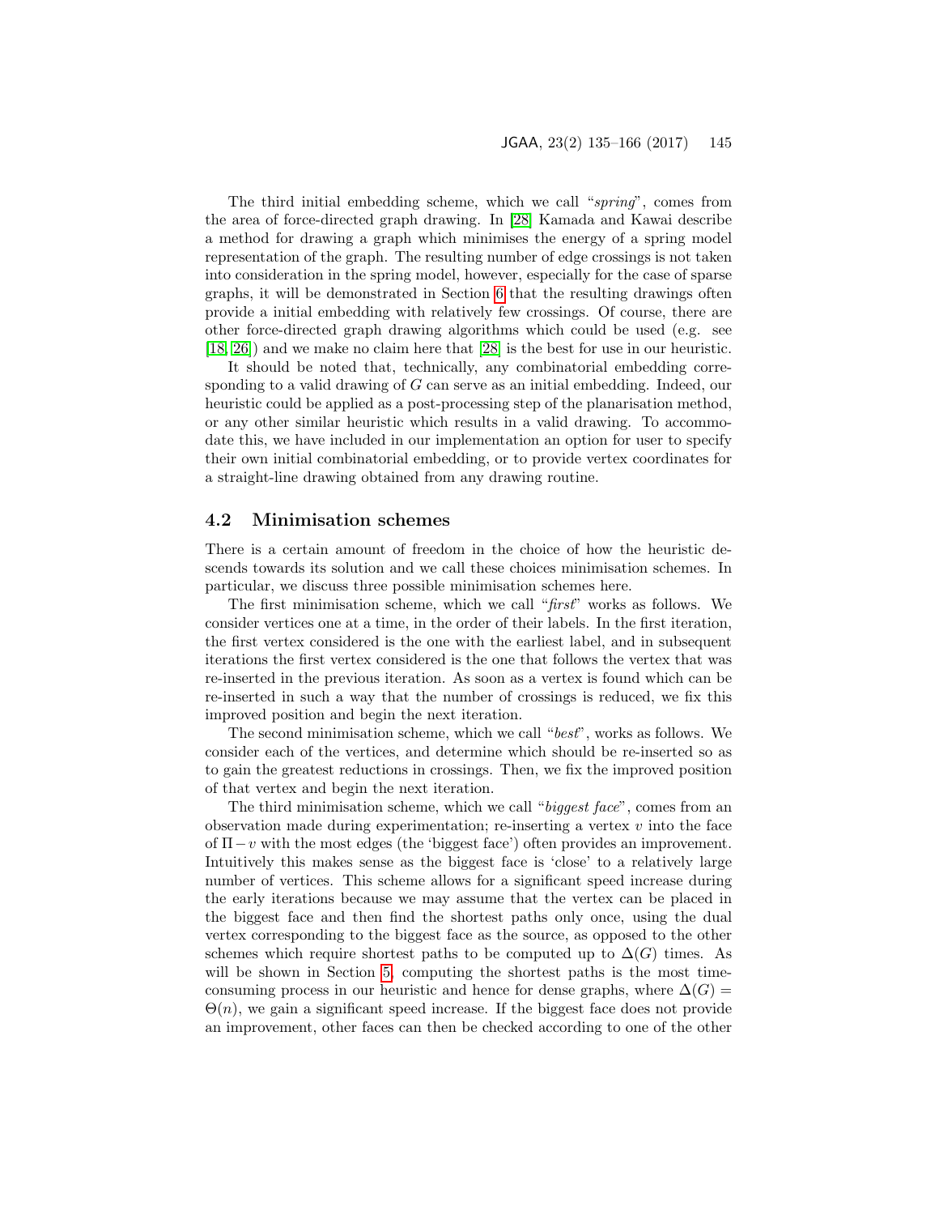The third initial embedding scheme, which we call "*spring*", comes from the area of force-directed graph drawing. In [28] Kamada and Kawai describe a method for drawing a graph which minimises the energy of a spring model representation of the graph. The resulting number of edge crossings is not taken into consideration in the spring model, however, especially for the case of sparse graphs, it will be demonstrated in Section 6 that the resulting drawings often provide a initial embedding with relatively few crossings. Of course, there are other force-directed graph drawing algorithms which could be used (e.g. see [18, 26]) and we make no claim here that [28] is the best for use in our heuristic.

It should be noted that, technically, any combinatorial embedding corresponding to a valid drawing of $G$ can serve as an initial embedding. Indeed, our heuristic could be applied as a post-processing step of the planarisation method, or any other similar heuristic which results in a valid drawing. To accommodate this, we have included in our implementation an option for user to specify their own initial combinatorial embedding, or to provide vertex coordinates for a straight-line drawing obtained from any drawing routine.

## 4.2 Minimisation schemes

There is a certain amount of freedom in the choice of how the heuristic descends towards its solution and we call these choices minimisation schemes. In particular, we discuss three possible minimisation schemes here.

The first minimisation scheme, which we call "*first*" works as follows. We consider vertices one at a time, in the order of their labels. In the first iteration, the first vertex considered is the one with the earliest label, and in subsequent iterations the first vertex considered is the one that follows the vertex that was re-inserted in the previous iteration. As soon as a vertex is found which can be re-inserted in such a way that the number of crossings is reduced, we fix this improved position and begin the next iteration.

The second minimisation scheme, which we call "*best*", works as follows. We consider each of the vertices, and determine which should be re-inserted so as to gain the greatest reductions in crossings. Then, we fix the improved position of that vertex and begin the next iteration.

The third minimisation scheme, which we call "*biggest face*", comes from an observation made during experimentation; re-inserting a vertex $v$ into the face of $\Pi - v$ with the most edges (the 'biggest face') often provides an improvement. Intuitively this makes sense as the biggest face is 'close' to a relatively large number of vertices. This scheme allows for a significant speed increase during the early iterations because we may assume that the vertex can be placed in the biggest face and then find the shortest paths only once, using the dual vertex corresponding to the biggest face as the source, as opposed to the other schemes which require shortest paths to be computed up to $\Delta(G)$ times. As will be shown in Section 5, computing the shortest paths is the most time-consuming process in our heuristic and hence for dense graphs, where $\Delta(G) = \Theta(n)$, we gain a significant speed increase. If the biggest face does not provide an improvement, other faces can then be checked according to one of the other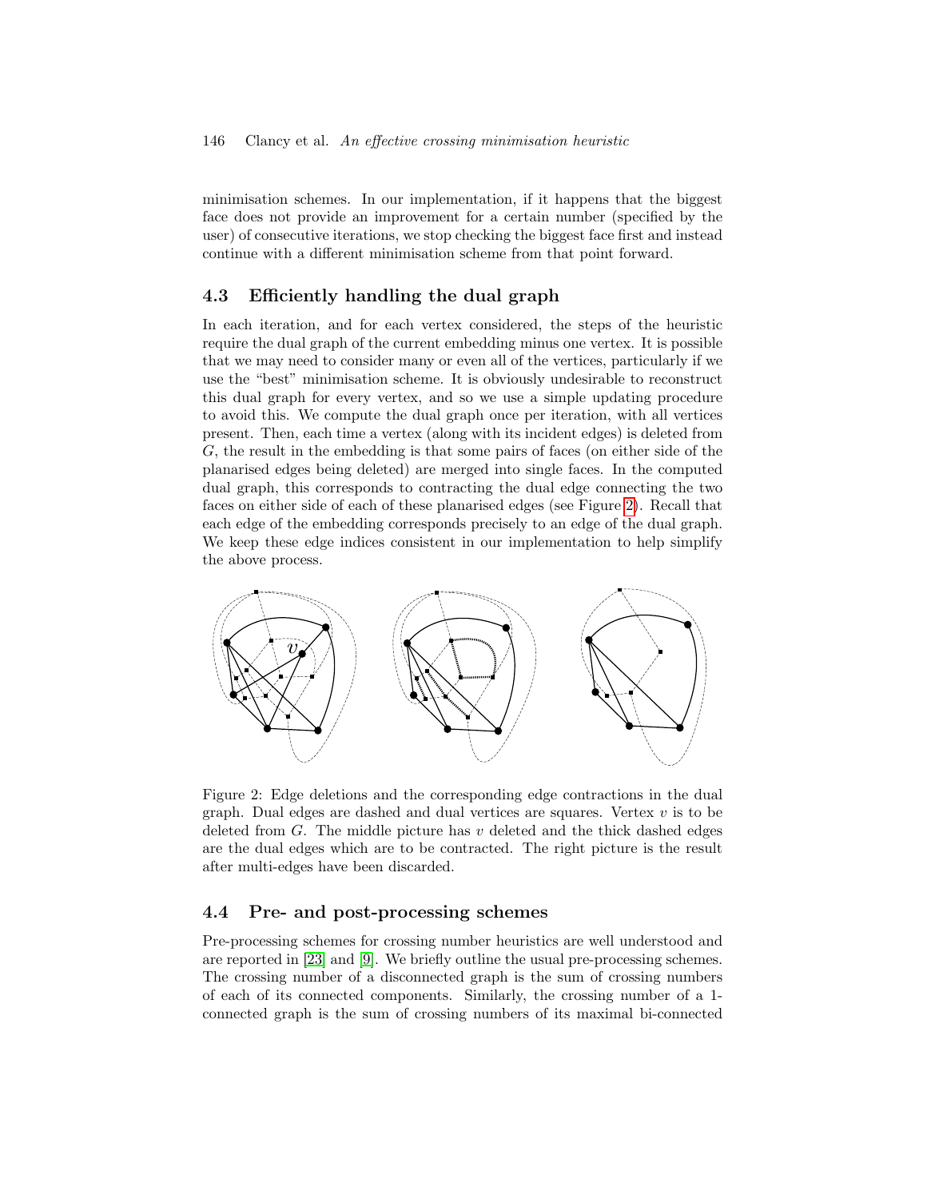minimisation schemes. In our implementation, if it happens that the biggest face does not provide an improvement for a certain number (specified by the user) of consecutive iterations, we stop checking the biggest face first and instead continue with a different minimisation scheme from that point forward.

## 4.3 Efficiently handling the dual graph

In each iteration, and for each vertex considered, the steps of the heuristic require the dual graph of the current embedding minus one vertex. It is possible that we may need to consider many or even all of the vertices, particularly if we use the "best" minimisation scheme. It is obviously undesirable to reconstruct this dual graph for every vertex, and so we use a simple updating procedure to avoid this. We compute the dual graph once per iteration, with all vertices present. Then, each time a vertex (along with its incident edges) is deleted from $G$, the result in the embedding is that some pairs of faces (on either side of the planarised edges being deleted) are merged into single faces. In the computed dual graph, this corresponds to contracting the dual edge connecting the two faces on either side of each of these planarised edges (see Figure 2). Recall that each edge of the embedding corresponds precisely to an edge of the dual graph. We keep these edge indices consistent in our implementation to help simplify the above process.

Figure 2: Edge deletions and the corresponding edge contractions in the dual graph. Dual edges are dashed and dual vertices are squares. Vertex $v$ is to be deleted from $G$. The middle picture has $v$ deleted and the thick dashed edges are the dual edges which are to be contracted. The right picture is the result after multi-edges have been discarded.

## 4.4 Pre- and post-processing schemes

Pre-processing schemes for crossing number heuristics are well understood and are reported in [23] and [9]. We briefly outline the usual pre-processing schemes. The crossing number of a disconnected graph is the sum of crossing numbers of each of its connected components. Similarly, the crossing number of a 1-connected graph is the sum of crossing numbers of its maximal bi-connected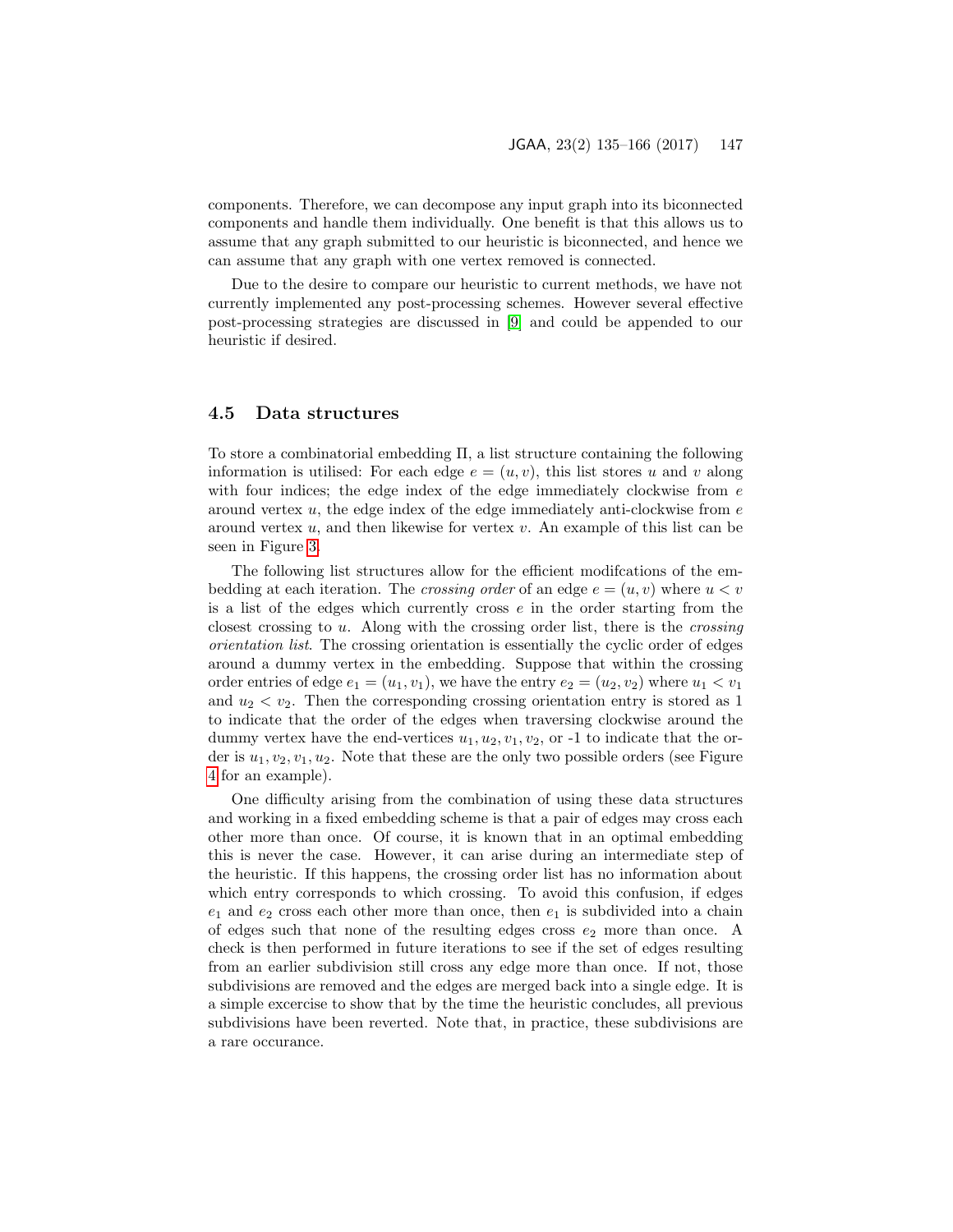components. Therefore, we can decompose any input graph into its biconnected components and handle them individually. One benefit is that this allows us to assume that any graph submitted to our heuristic is biconnected, and hence we can assume that any graph with one vertex removed is connected.

Due to the desire to compare our heuristic to current methods, we have not currently implemented any post-processing schemes. However several effective post-processing strategies are discussed in [9] and could be appended to our heuristic if desired.

### 4.5 Data structures

To store a combinatorial embedding $\Pi$, a list structure containing the following information is utilised: For each edge $e = (u, v)$, this list stores $u$ and $v$ along with four indices; the edge index of the edge immediately clockwise from $e$ around vertex $u$, the edge index of the edge immediately anti-clockwise from $e$ around vertex $u$, and then likewise for vertex $v$. An example of this list can be seen in Figure 3.

The following list structures allow for the efficient modifcations of the embedding at each iteration. The *crossing order* of an edge $e = (u, v)$ where $u < v$ is a list of the edges which currently cross $e$ in the order starting from the closest crossing to $u$. Along with the crossing order list, there is the *crossing orientation list*. The crossing orientation is essentially the cyclic order of edges around a dummy vertex in the embedding. Suppose that within the crossing order entries of edge $e_1 = (u_1, v_1)$, we have the entry $e_2 = (u_2, v_2)$ where $u_1 < v_1$ and $u_2 < v_2$. Then the corresponding crossing orientation entry is stored as 1 to indicate that the order of the edges when traversing clockwise around the dummy vertex have the end-vertices $u_1, u_2, v_1, v_2$, or -1 to indicate that the order is $u_1, v_2, v_1, u_2$. Note that these are the only two possible orders (see Figure 4 for an example).

One difficulty arising from the combination of using these data structures and working in a fixed embedding scheme is that a pair of edges may cross each other more than once. Of course, it is known that in an optimal embedding this is never the case. However, it can arise during an intermediate step of the heuristic. If this happens, the crossing order list has no information about which entry corresponds to which crossing. To avoid this confusion, if edges $e_1$ and $e_2$ cross each other more than once, then $e_1$ is subdivided into a chain of edges such that none of the resulting edges cross $e_2$ more than once. A check is then performed in future iterations to see if the set of edges resulting from an earlier subdivision still cross any edge more than once. If not, those subdivisions are removed and the edges are merged back into a single edge. It is a simple excercise to show that by the time the heuristic concludes, all previous subdivisions have been reverted. Note that, in practice, these subdivisions are a rare occurance.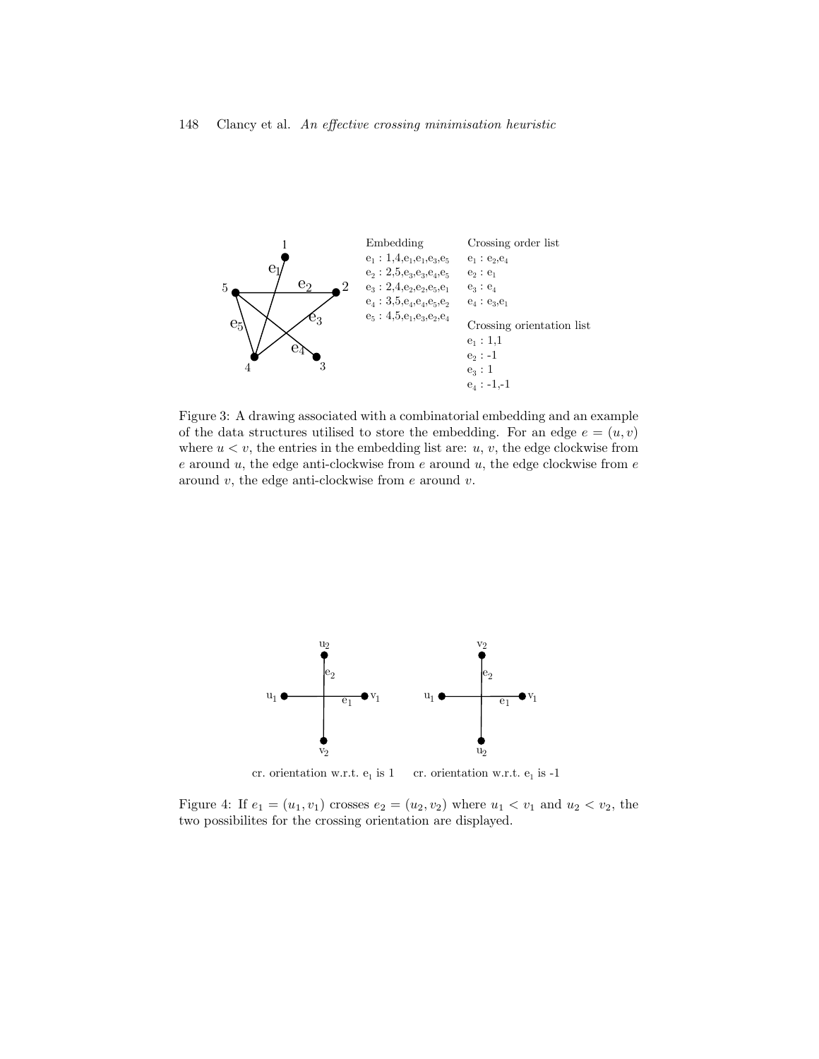Embedding

$e_1$ : 1,4,$e_1$,$e_1$,$e_3$,$e_5$
$e_2$ : 2,5,$e_3$,$e_3$,$e_4$,$e_5$
$e_3$ : 2,4,$e_2$,$e_2$,$e_5$,$e_1$
$e_4$ : 3,5,$e_4$,$e_4$,$e_5$,$e_2$
$e_5$ : 4,5,$e_1$,$e_3$,$e_2$,$e_4$

Crossing order list

$e_1$ : $e_2$,$e_4$
$e_2$ : $e_1$
$e_3$ : $e_4$
$e_4$ : $e_3$,$e_1$

Crossing orientation list

$e_1$ : 1,1
$e_2$ : -1
$e_3$ : 1
$e_4$ : -1,-1

Figure 3: A drawing associated with a combinatorial embedding and an example of the data structures utilised to store the embedding. For an edge $e = (u, v)$ where $u < v$, the entries in the embedding list are: $u$, $v$, the edge clockwise from $e$ around $u$, the edge anti-clockwise from $e$ around $u$, the edge clockwise from $e$ around $v$, the edge anti-clockwise from $e$ around $v$.

cr. orientation w.r.t. $e_1$ is 1 cr. orientation w.r.t. $e_1$ is -1

Figure 4: If $e_1 = (u_1, v_1)$ crosses $e_2 = (u_2, v_2)$ where $u_1 < v_1$ and $u_2 < v_2$, the two possibilites for the crossing orientation are displayed.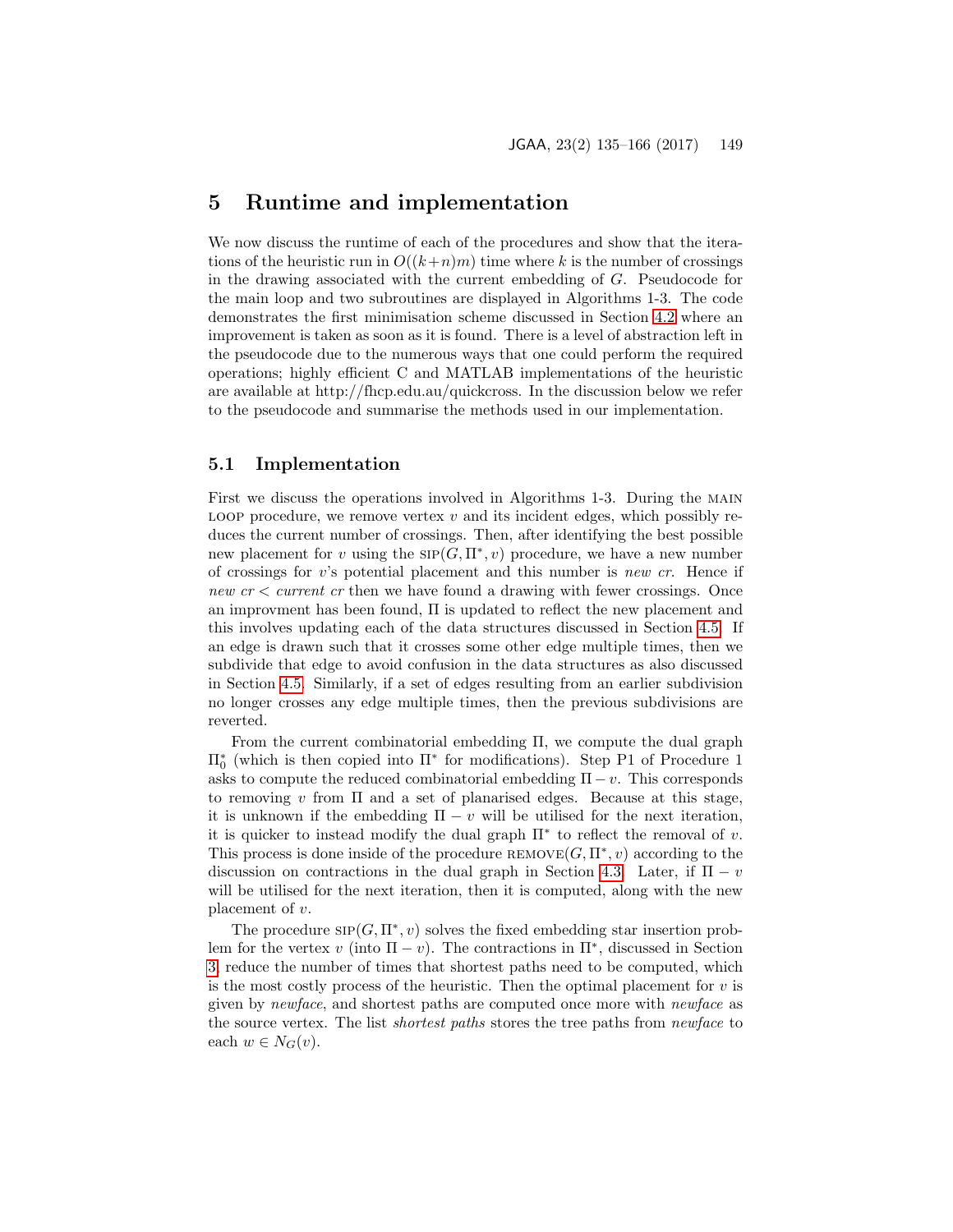## 5 Runtime and implementation

We now discuss the runtime of each of the procedures and show that the iterations of the heuristic run in $O((k+n)m)$ time where $k$ is the number of crossings in the drawing associated with the current embedding of $G$. Pseudocode for the main loop and two subroutines are displayed in Algorithms 1-3. The code demonstrates the first minimisation scheme discussed in Section 4.2 where an improvement is taken as soon as it is found. There is a level of abstraction left in the pseudocode due to the numerous ways that one could perform the required operations; highly efficient C and MATLAB implementations of the heuristic are available at http://fhcp.edu.au/quickcross. In the discussion below we refer to the pseudocode and summarise the methods used in our implementation.

### 5.1 Implementation

First we discuss the operations involved in Algorithms 1-3. During the MAIN LOOP procedure, we remove vertex $v$ and its incident edges, which possibly reduces the current number of crossings. Then, after identifying the best possible new placement for $v$ using the $\text{SIP}(G, \Pi^*, v)$ procedure, we have a new number of crossings for $v$'s potential placement and this number is *new cr*. Hence if *new cr* < *current cr* then we have found a drawing with fewer crossings. Once an improvment has been found, $\Pi$ is updated to reflect the new placement and this involves updating each of the data structures discussed in Section 4.5. If an edge is drawn such that it crosses some other edge multiple times, then we subdivide that edge to avoid confusion in the data structures as also discussed in Section 4.5. Similarly, if a set of edges resulting from an earlier subdivision no longer crosses any edge multiple times, then the previous subdivisions are reverted.

From the current combinatorial embedding $\Pi$, we compute the dual graph $\Pi_0^*$ (which is then copied into $\Pi^*$ for modifications). Step P1 of Procedure 1 asks to compute the reduced combinatorial embedding $\Pi - v$. This corresponds to removing $v$ from $\Pi$ and a set of planarised edges. Because at this stage, it is unknown if the embedding $\Pi - v$ will be utilised for the next iteration, it is quicker to instead modify the dual graph $\Pi^*$ to reflect the removal of $v$. This process is done inside of the procedure $\text{REMOVE}(G, \Pi^*, v)$ according to the discussion on contractions in the dual graph in Section 4.3. Later, if $\Pi - v$ will be utilised for the next iteration, then it is computed, along with the new placement of $v$.

The procedure $\text{SIP}(G, \Pi^*, v)$ solves the fixed embedding star insertion problem for the vertex $v$ (into $\Pi - v$). The contractions in $\Pi^*$, discussed in Section 3, reduce the number of times that shortest paths need to be computed, which is the most costly process of the heuristic. Then the optimal placement for $v$ is given by *newface*, and shortest paths are computed once more with *newface* as the source vertex. The list *shortest paths* stores the tree paths from *newface* to each $w \in N_G(v)$.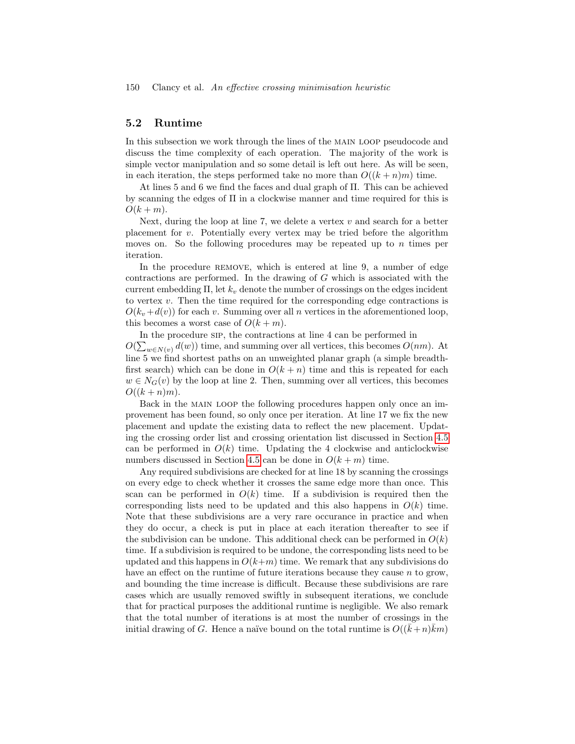### 5.2 Runtime

In this subsection we work through the lines of the MAIN LOOP pseudocode and discuss the time complexity of each operation. The majority of the work is simple vector manipulation and so some detail is left out here. As will be seen, in each iteration, the steps performed take no more than $O((k+n)m)$ time.

At lines 5 and 6 we find the faces and dual graph of $\Pi$. This can be achieved by scanning the edges of $\Pi$ in a clockwise manner and time required for this is $O(k+m)$.

Next, during the loop at line 7, we delete a vertex $v$ and search for a better placement for $v$. Potentially every vertex may be tried before the algorithm moves on. So the following procedures may be repeated up to $n$ times per iteration.

In the procedure REMOVE, which is entered at line 9, a number of edge contractions are performed. In the drawing of $G$ which is associated with the current embedding $\Pi$, let $k_v$ denote the number of crossings on the edges incident to vertex $v$. Then the time required for the corresponding edge contractions is $O(k_v + d(v))$ for each $v$. Summing over all $n$ vertices in the aforementioned loop, this becomes a worst case of $O(k+m)$.

In the procedure SIP, the contractions at line 4 can be performed in $O(\sum_{w \in N(v)} d(w))$ time, and summing over all vertices, this becomes $O(nm)$. At line 5 we find shortest paths on an unweighted planar graph (a simple breadth-first search) which can be done in $O(k+n)$ time and this is repeated for each $w \in N_G(v)$ by the loop at line 2. Then, summing over all vertices, this becomes $O((k+n)m)$.

Back in the MAIN LOOP the following procedures happen only once an improvement has been found, so only once per iteration. At line 17 we fix the new placement and update the existing data to reflect the new placement. Updating the crossing order list and crossing orientation list discussed in Section 4.5 can be performed in $O(k)$ time. Updating the 4 clockwise and anticlockwise numbers discussed in Section 4.5 can be done in $O(k+m)$ time.

Any required subdivisions are checked for at line 18 by scanning the crossings on every edge to check whether it crosses the same edge more than once. This scan can be performed in $O(k)$ time. If a subdivision is required then the corresponding lists need to be updated and this also happens in $O(k)$ time. Note that these subdivisions are a very rare occurance in practice and when they do occur, a check is put in place at each iteration thereafter to see if the subdivision can be undone. This additional check can be performed in $O(k)$ time. If a subdivision is required to be undone, the corresponding lists need to be updated and this happens in $O(k+m)$ time. We remark that any subdivisions do have an effect on the runtime of future iterations because they cause $n$ to grow, and bounding the time increase is difficult. Because these subdivisions are rare cases which are usually removed swiftly in subsequent iterations, we conclude that for practical purposes the additional runtime is negligible. We also remark that the total number of iterations is at most the number of crossings in the initial drawing of $G$. Hence a naïve bound on the total runtime is $O((\bar{k}+n)\bar{k}m)$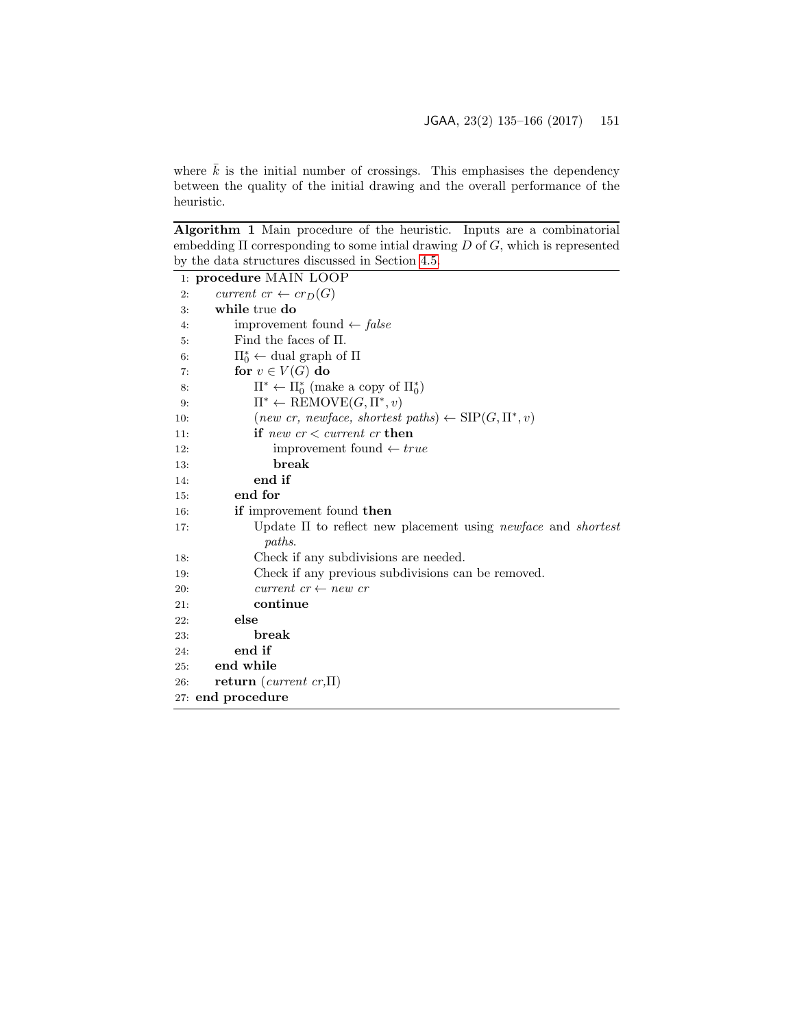where $\bar{k}$ is the initial number of crossings. This emphasises the dependency between the quality of the initial drawing and the overall performance of the heuristic.

**Algorithm 1** Main procedure of the heuristic. Inputs are a combinatorial embedding $\Pi$ corresponding to some intial drawing $D$ of $G$, which is represented by the data structures discussed in Section 4.5.

```
 1: procedure MAIN LOOP
 2:     current cr ← cr_D(G)
 3:     while true do
 4:         improvement found ← false
 5:         Find the faces of Π.
 6:         Π*_0 ← dual graph of Π
 7:         for v ∈ V(G) do
 8:             Π* ← Π*_0 (make a copy of Π*_0)
 9:             Π* ← REMOVE(G, Π*, v)
10:             (new cr, newface, shortest paths) ← SIP(G, Π*, v)
11:             if new cr < current cr then
12:                 improvement found ← true
13:                 break
14:             end if
15:         end for
16:         if improvement found then
17:             Update Π to reflect new placement using newface and shortest
                  paths.
18:             Check if any subdivisions are needed.
19:             Check if any previous subdivisions can be removed.
20:             current cr ← new cr
21:             continue
22:         else
23:             break
24:         end if
25:     end while
26:     return (current cr,Π)
27: end procedure
```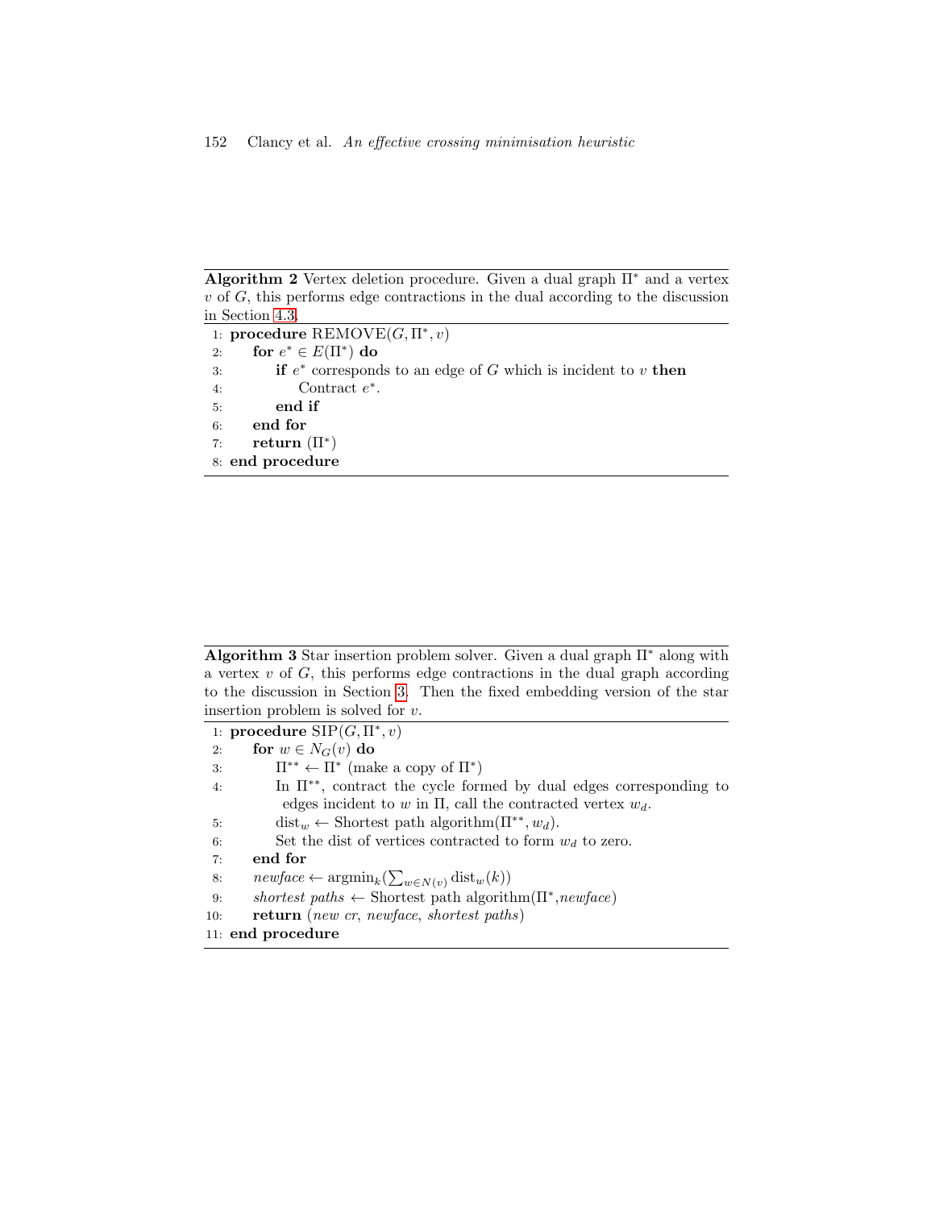**Algorithm 2** Vertex deletion procedure. Given a dual graph $\Pi^*$ and a vertex $v$ of $G$, this performs edge contractions in the dual according to the discussion in Section 4.3.

```
1: procedure REMOVE(G, Π*, v)
2:     for e* ∈ E(Π*) do
3:         if e* corresponds to an edge of G which is incident to v then
4:             Contract e*.
5:         end if
6:     end for
7:     return (Π*)
8: end procedure
```

**Algorithm 3** Star insertion problem solver. Given a dual graph $\Pi^*$ along with a vertex $v$ of $G$, this performs edge contractions in the dual graph according to the discussion in Section 3. Then the fixed embedding version of the star insertion problem is solved for $v$.

```
1: procedure SIP(G, Π*, v)
2:     for w ∈ N_G(v) do
3:         Π** ← Π* (make a copy of Π*)
4:         In Π**, contract the cycle formed by dual edges corresponding to
             edges incident to w in Π, call the contracted vertex w_d.
5:         dist_w ← Shortest path algorithm(Π**, w_d).
6:         Set the dist of vertices contracted to form w_d to zero.
7:     end for
8:     newface ← argmin_k(∑_{w∈N(v)} dist_w(k))
9:     shortest paths ← Shortest path algorithm(Π*, newface)
10:    return (new cr, newface, shortest paths)
11: end procedure
```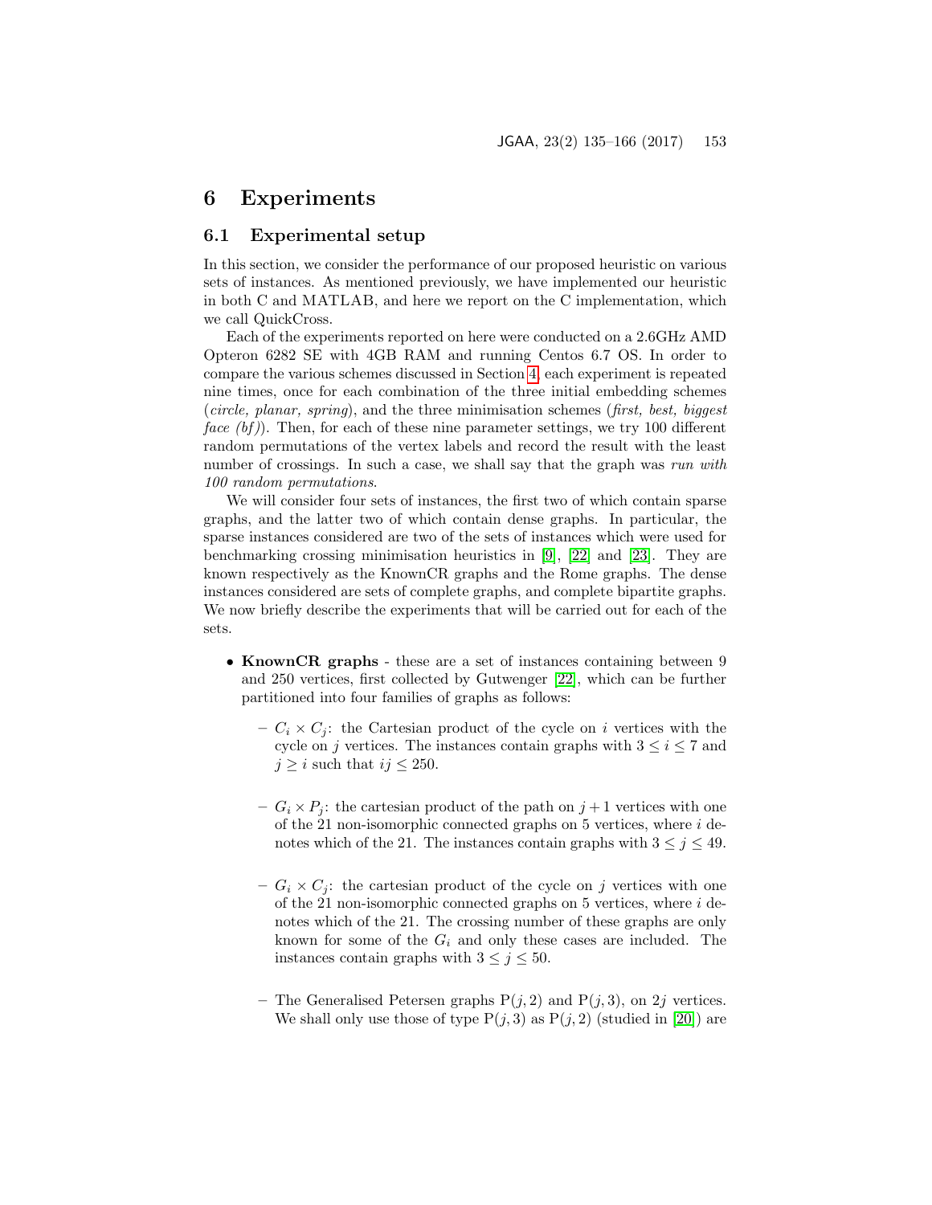# 6 Experiments

## 6.1 Experimental setup

In this section, we consider the performance of our proposed heuristic on various sets of instances. As mentioned previously, we have implemented our heuristic in both C and MATLAB, and here we report on the C implementation, which we call QuickCross.

Each of the experiments reported on here were conducted on a 2.6GHz AMD Opteron 6282 SE with 4GB RAM and running Centos 6.7 OS. In order to compare the various schemes discussed in Section 4, each experiment is repeated nine times, once for each combination of the three initial embedding schemes (*circle, planar, spring*), and the three minimisation schemes (*first, best, biggest face (bf)*). Then, for each of these nine parameter settings, we try 100 different random permutations of the vertex labels and record the result with the least number of crossings. In such a case, we shall say that the graph was *run with 100 random permutations*.

We will consider four sets of instances, the first two of which contain sparse graphs, and the latter two of which contain dense graphs. In particular, the sparse instances considered are two of the sets of instances which were used for benchmarking crossing minimisation heuristics in [9], [22] and [23]. They are known respectively as the KnownCR graphs and the Rome graphs. The dense instances considered are sets of complete graphs, and complete bipartite graphs. We now briefly describe the experiments that will be carried out for each of the sets.

- **KnownCR graphs** - these are a set of instances containing between 9 and 250 vertices, first collected by Gutwenger [22], which can be further partitioned into four families of graphs as follows:
  - $C_i \times C_j$: the Cartesian product of the cycle on $i$ vertices with the cycle on $j$ vertices. The instances contain graphs with $3 \leq i \leq 7$ and $j \geq i$ such that $ij \leq 250$.
  - $G_i \times P_j$: the cartesian product of the path on $j+1$ vertices with one of the 21 non-isomorphic connected graphs on 5 vertices, where $i$ denotes which of the 21. The instances contain graphs with $3 \leq j \leq 49$.
  - $G_i \times C_j$: the cartesian product of the cycle on $j$ vertices with one of the 21 non-isomorphic connected graphs on 5 vertices, where $i$ denotes which of the 21. The crossing number of these graphs are only known for some of the $G_i$ and only these cases are included. The instances contain graphs with $3 \leq j \leq 50$.
  - The Generalised Petersen graphs $\mathrm{P}(j, 2)$ and $\mathrm{P}(j, 3)$, on $2j$ vertices. We shall only use those of type $\mathrm{P}(j, 3)$ as $\mathrm{P}(j, 2)$ (studied in [20]) are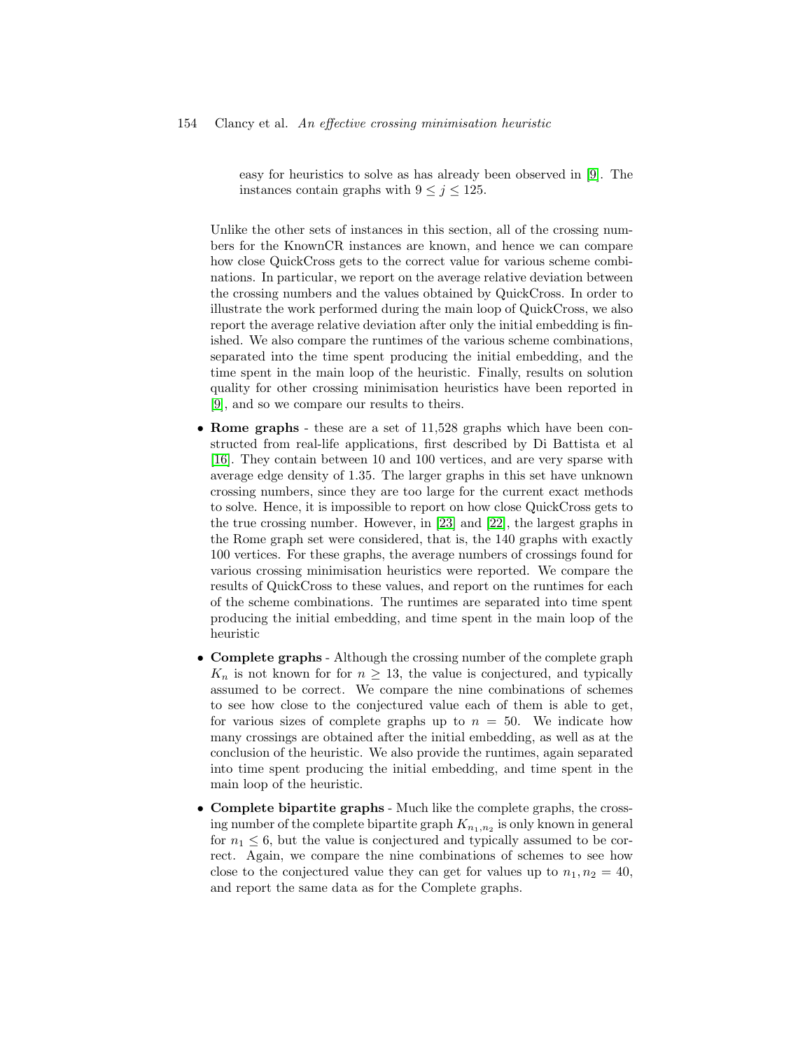easy for heuristics to solve as has already been observed in [9]. The instances contain graphs with $9 \leq j \leq 125$.

Unlike the other sets of instances in this section, all of the crossing numbers for the KnownCR instances are known, and hence we can compare how close QuickCross gets to the correct value for various scheme combinations. In particular, we report on the average relative deviation between the crossing numbers and the values obtained by QuickCross. In order to illustrate the work performed during the main loop of QuickCross, we also report the average relative deviation after only the initial embedding is finished. We also compare the runtimes of the various scheme combinations, separated into the time spent producing the initial embedding, and the time spent in the main loop of the heuristic. Finally, results on solution quality for other crossing minimisation heuristics have been reported in [9], and so we compare our results to theirs.

- **Rome graphs** - these are a set of 11,528 graphs which have been constructed from real-life applications, first described by Di Battista et al [16]. They contain between 10 and 100 vertices, and are very sparse with average edge density of 1.35. The larger graphs in this set have unknown crossing numbers, since they are too large for the current exact methods to solve. Hence, it is impossible to report on how close QuickCross gets to the true crossing number. However, in [23] and [22], the largest graphs in the Rome graph set were considered, that is, the 140 graphs with exactly 100 vertices. For these graphs, the average numbers of crossings found for various crossing minimisation heuristics were reported. We compare the results of QuickCross to these values, and report on the runtimes for each of the scheme combinations. The runtimes are separated into time spent producing the initial embedding, and time spent in the main loop of the heuristic
- **Complete graphs** - Although the crossing number of the complete graph $K_n$ is not known for for $n \geq 13$, the value is conjectured, and typically assumed to be correct. We compare the nine combinations of schemes to see how close to the conjectured value each of them is able to get, for various sizes of complete graphs up to $n = 50$. We indicate how many crossings are obtained after the initial embedding, as well as at the conclusion of the heuristic. We also provide the runtimes, again separated into time spent producing the initial embedding, and time spent in the main loop of the heuristic.
- **Complete bipartite graphs** - Much like the complete graphs, the crossing number of the complete bipartite graph $K_{n_1,n_2}$ is only known in general for $n_1 \leq 6$, but the value is conjectured and typically assumed to be correct. Again, we compare the nine combinations of schemes to see how close to the conjectured value they can get for values up to $n_1, n_2 = 40$, and report the same data as for the Complete graphs.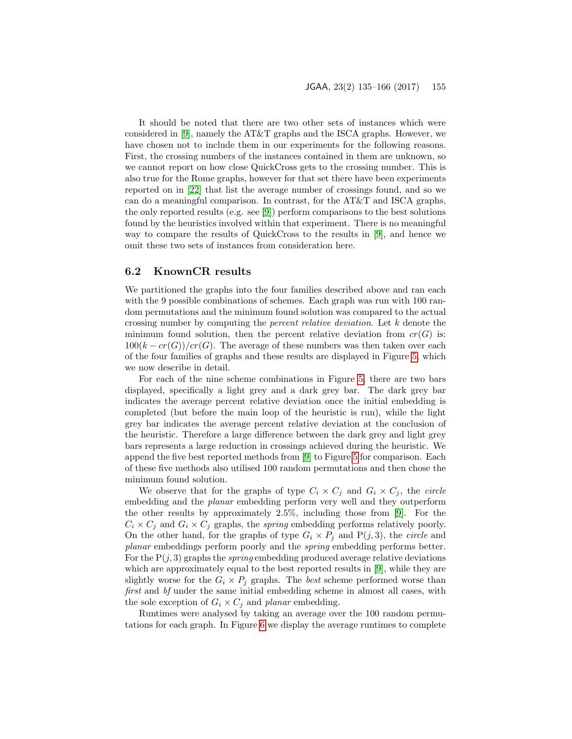It should be noted that there are two other sets of instances which were considered in [9], namely the AT&T graphs and the ISCA graphs. However, we have chosen not to include them in our experiments for the following reasons. First, the crossing numbers of the instances contained in them are unknown, so we cannot report on how close QuickCross gets to the crossing number. This is also true for the Rome graphs, however for that set there have been experiments reported on in [22] that list the average number of crossings found, and so we can do a meaningful comparison. In contrast, for the AT&T and ISCA graphs, the only reported results (e.g. see [9]) perform comparisons to the best solutions found by the heuristics involved within that experiment. There is no meaningful way to compare the results of QuickCross to the results in [9], and hence we omit these two sets of instances from consideration here.

## 6.2 KnownCR results

We partitioned the graphs into the four families described above and ran each with the 9 possible combinations of schemes. Each graph was run with 100 random permutations and the minimum found solution was compared to the actual crossing number by computing the *percent relative deviation*. Let $k$ denote the minimum found solution, then the percent relative deviation from $cr(G)$ is: $100(k - cr(G))/cr(G)$. The average of these numbers was then taken over each of the four families of graphs and these results are displayed in Figure 5, which we now describe in detail.

For each of the nine scheme combinations in Figure 5, there are two bars displayed, specifically a light grey and a dark grey bar. The dark grey bar indicates the average percent relative deviation once the initial embedding is completed (but before the main loop of the heuristic is run), while the light grey bar indicates the average percent relative deviation at the conclusion of the heuristic. Therefore a large difference between the dark grey and light grey bars represents a large reduction in crossings achieved during the heuristic. We append the five best reported methods from [9] to Figure 5 for comparison. Each of these five methods also utilised 100 random permutations and then chose the minimum found solution.

We observe that for the graphs of type $C_i \times C_j$ and $G_i \times C_j$, the *circle* embedding and the *planar* embedding perform very well and they outperform the other results by approximately 2.5%, including those from [9]. For the $C_i \times C_j$ and $G_i \times C_j$ graphs, the *spring* embedding performs relatively poorly. On the other hand, for the graphs of type $G_i \times P_j$ and $\mathrm{P}(j, 3)$, the *circle* and *planar* embeddings perform poorly and the *spring* embedding performs better. For the $\mathrm{P}(j, 3)$ graphs the *spring* embedding produced average relative deviations which are approximately equal to the best reported results in [9], while they are slightly worse for the $G_i \times P_j$ graphs. The *best* scheme performed worse than *first* and *bf* under the same initial embedding scheme in almost all cases, with the sole exception of $G_i \times C_j$ and *planar* embedding.

Runtimes were analysed by taking an average over the 100 random permutations for each graph. In Figure 6 we display the average runtimes to complete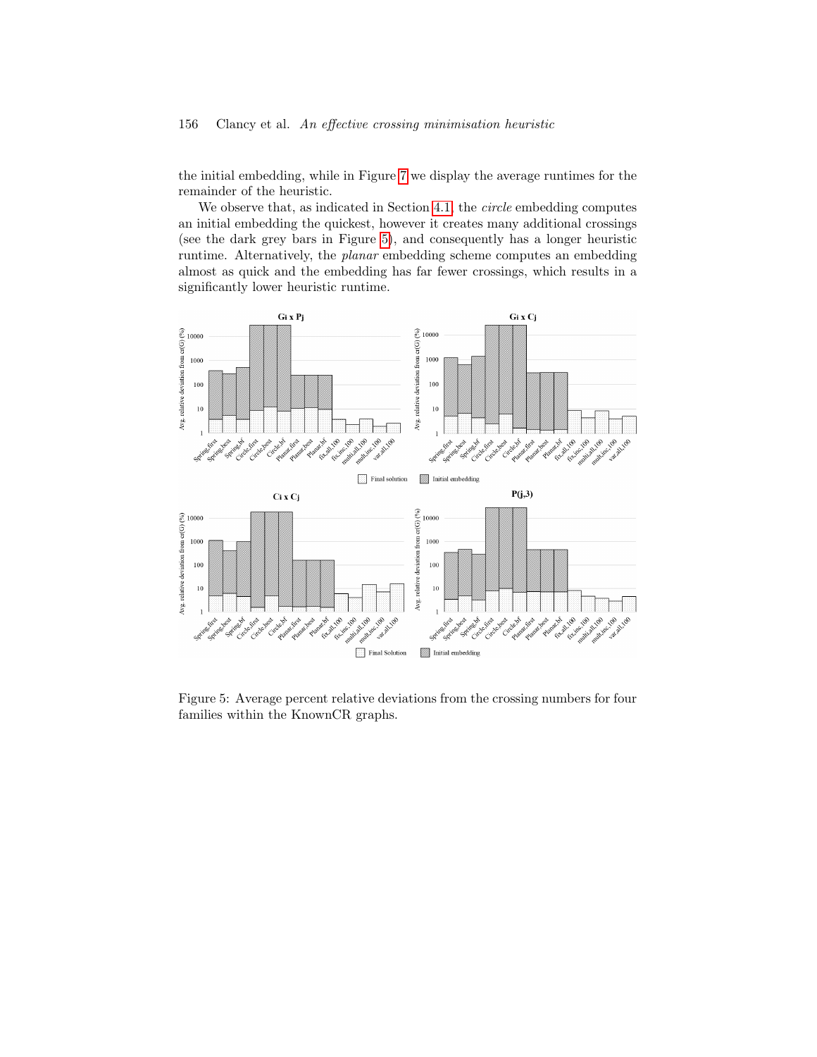the initial embedding, while in Figure 7 we display the average runtimes for the remainder of the heuristic.

We observe that, as indicated in Section 4.1, the *circle* embedding computes an initial embedding the quickest, however it creates many additional crossings (see the dark grey bars in Figure 5), and consequently has a longer heuristic runtime. Alternatively, the *planar* embedding scheme computes an embedding almost as quick and the embedding has far fewer crossings, which results in a significantly lower heuristic runtime.

Figure 5: Average percent relative deviations from the crossing numbers for four families within the KnownCR graphs.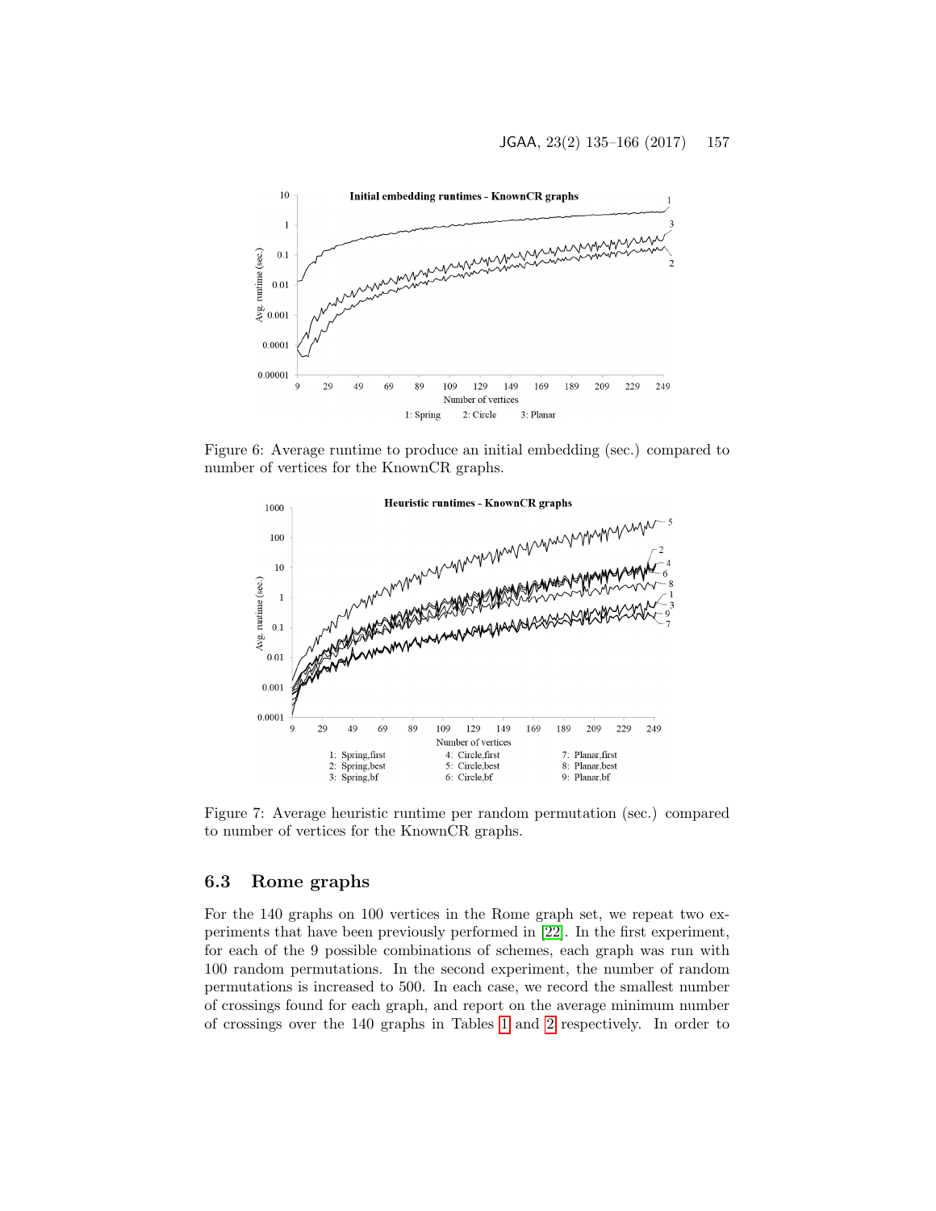Figure 6: Average runtime to produce an initial embedding (sec.) compared to number of vertices for the KnownCR graphs.

Figure 7: Average heuristic runtime per random permutation (sec.) compared to number of vertices for the KnownCR graphs.

### 6.3 Rome graphs

For the 140 graphs on 100 vertices in the Rome graph set, we repeat two experiments that have been previously performed in [22]. In the first experiment, for each of the 9 possible combinations of schemes, each graph was run with 100 random permutations. In the second experiment, the number of random permutations is increased to 500. In each case, we record the smallest number of crossings found for each graph, and report on the average minimum number of crossings over the 140 graphs in Tables 1 and 2 respectively. In order to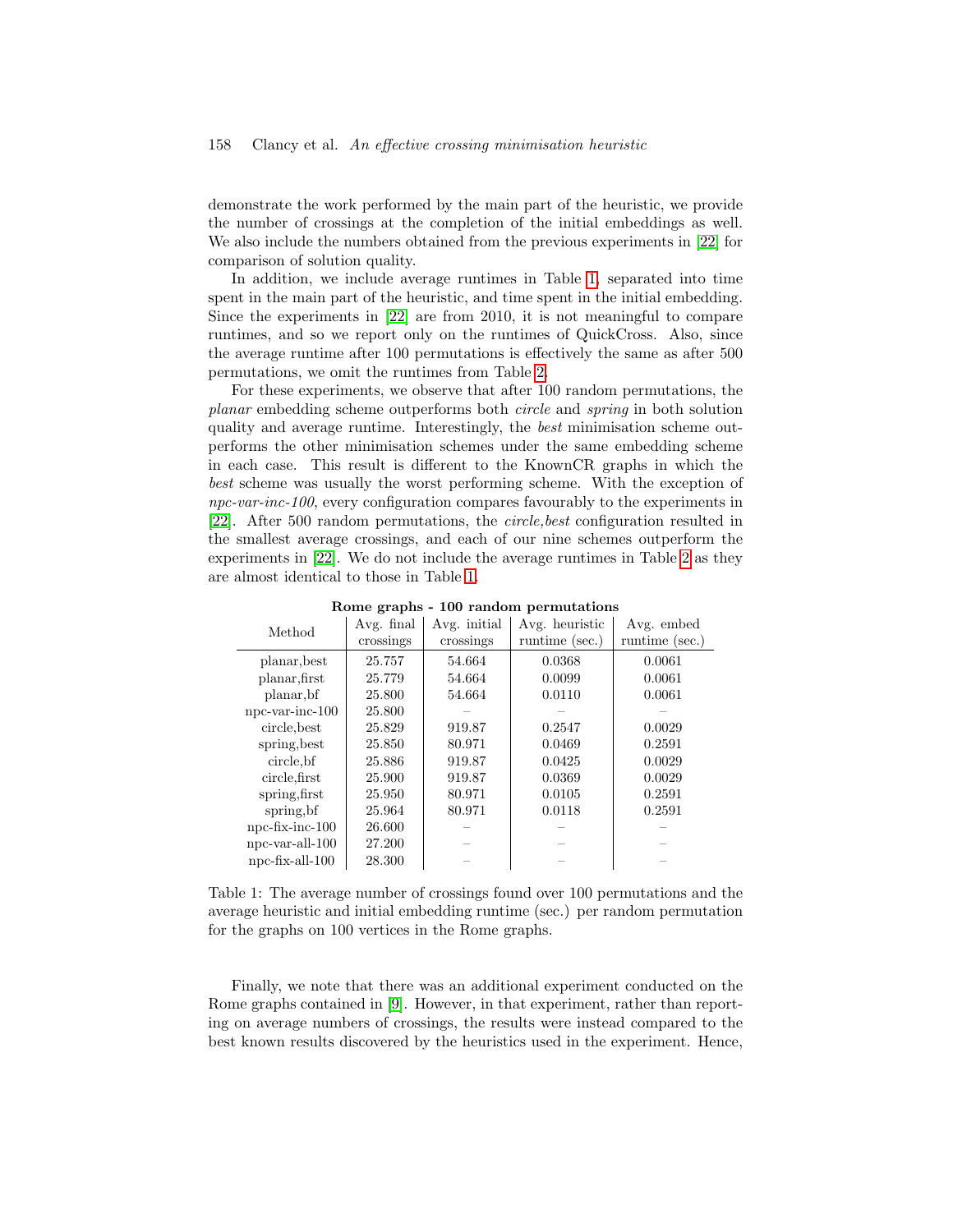demonstrate the work performed by the main part of the heuristic, we provide the number of crossings at the completion of the initial embeddings as well. We also include the numbers obtained from the previous experiments in [22] for comparison of solution quality.

In addition, we include average runtimes in Table 1, separated into time spent in the main part of the heuristic, and time spent in the initial embedding. Since the experiments in [22] are from 2010, it is not meaningful to compare runtimes, and so we report only on the runtimes of QuickCross. Also, since the average runtime after 100 permutations is effectively the same as after 500 permutations, we omit the runtimes from Table 2.

For these experiments, we observe that after 100 random permutations, the *planar* embedding scheme outperforms both *circle* and *spring* in both solution quality and average runtime. Interestingly, the *best* minimisation scheme outperforms the other minimisation schemes under the same embedding scheme in each case. This result is different to the KnownCR graphs in which the *best* scheme was usually the worst performing scheme. With the exception of *npc-var-inc-100*, every configuration compares favourably to the experiments in [22]. After 500 random permutations, the *circle,best* configuration resulted in the smallest average crossings, and each of our nine schemes outperform the experiments in [22]. We do not include the average runtimes in Table 2 as they are almost identical to those in Table 1.

**Rome graphs - 100 random permutations**

| Method | Avg. final crossings | Avg. initial crossings | Avg. heuristic runtime (sec.) | Avg. embed runtime (sec.) |
|---|---|---|---|---|
| planar,best | 25.757 | 54.664 | 0.0368 | 0.0061 |
| planar,first | 25.779 | 54.664 | 0.0099 | 0.0061 |
| planar,bf | 25.800 | 54.664 | 0.0110 | 0.0061 |
| npc-var-inc-100 | 25.800 | – | – | – |
| circle,best | 25.829 | 919.87 | 0.2547 | 0.0029 |
| spring,best | 25.850 | 80.971 | 0.0469 | 0.2591 |
| circle,bf | 25.886 | 919.87 | 0.0425 | 0.0029 |
| circle,first | 25.900 | 919.87 | 0.0369 | 0.0029 |
| spring,first | 25.950 | 80.971 | 0.0105 | 0.2591 |
| spring,bf | 25.964 | 80.971 | 0.0118 | 0.2591 |
| npc-fix-inc-100 | 26.600 | – | – | – |
| npc-var-all-100 | 27.200 | – | – | – |
| npc-fix-all-100 | 28.300 | – | – | – |

Table 1: The average number of crossings found over 100 permutations and the average heuristic and initial embedding runtime (sec.) per random permutation for the graphs on 100 vertices in the Rome graphs.

Finally, we note that there was an additional experiment conducted on the Rome graphs contained in [9]. However, in that experiment, rather than reporting on average numbers of crossings, the results were instead compared to the best known results discovered by the heuristics used in the experiment. Hence,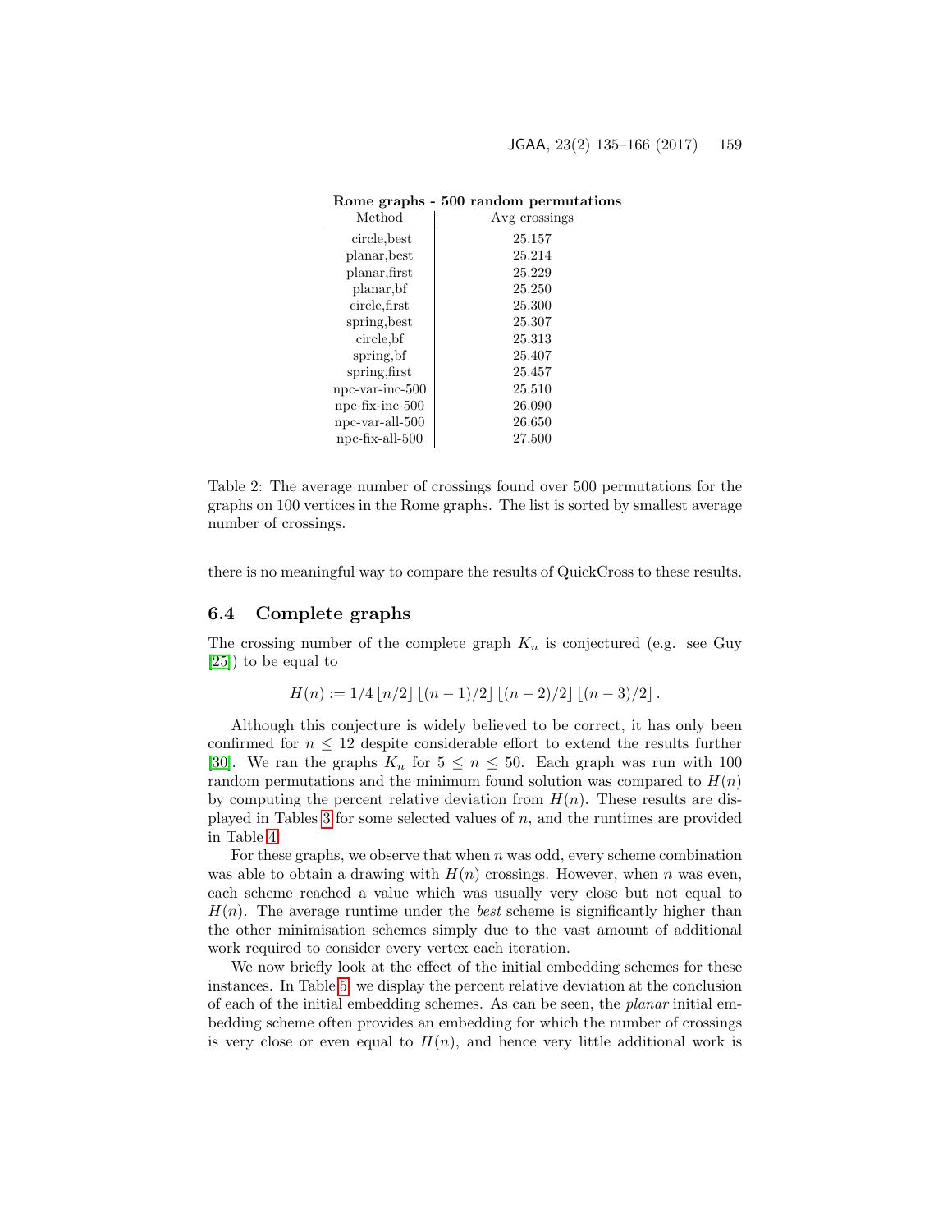**Rome graphs - 500 random permutations**

| Method | Avg crossings |
|---|---|
| circle,best | 25.157 |
| planar,best | 25.214 |
| planar,first | 25.229 |
| planar,bf | 25.250 |
| circle,first | 25.300 |
| spring,best | 25.307 |
| circle,bf | 25.313 |
| spring,bf | 25.407 |
| spring,first | 25.457 |
| npc-var-inc-500 | 25.510 |
| npc-fix-inc-500 | 26.090 |
| npc-var-all-500 | 26.650 |
| npc-fix-all-500 | 27.500 |

Table 2: The average number of crossings found over 500 permutations for the graphs on 100 vertices in the Rome graphs. The list is sorted by smallest average number of crossings.

there is no meaningful way to compare the results of QuickCross to these results.

## 6.4 Complete graphs

The crossing number of the complete graph $K_n$ is conjectured (e.g. see Guy [25]) to be equal to

$$H(n) := 1/4 \lfloor n/2 \rfloor \lfloor (n-1)/2 \rfloor \lfloor (n-2)/2 \rfloor \lfloor (n-3)/2 \rfloor .$$

Although this conjecture is widely believed to be correct, it has only been confirmed for $n \leq 12$ despite considerable effort to extend the results further [30]. We ran the graphs $K_n$ for $5 \leq n \leq 50$. Each graph was run with 100 random permutations and the minimum found solution was compared to $H(n)$ by computing the percent relative deviation from $H(n)$. These results are displayed in Tables 3 for some selected values of $n$, and the runtimes are provided in Table 4.

For these graphs, we observe that when $n$ was odd, every scheme combination was able to obtain a drawing with $H(n)$ crossings. However, when $n$ was even, each scheme reached a value which was usually very close but not equal to $H(n)$. The average runtime under the *best* scheme is significantly higher than the other minimisation schemes simply due to the vast amount of additional work required to consider every vertex each iteration.

We now briefly look at the effect of the initial embedding schemes for these instances. In Table 5, we display the percent relative deviation at the conclusion of each of the initial embedding schemes. As can be seen, the *planar* initial embedding scheme often provides an embedding for which the number of crossings is very close or even equal to $H(n)$, and hence very little additional work is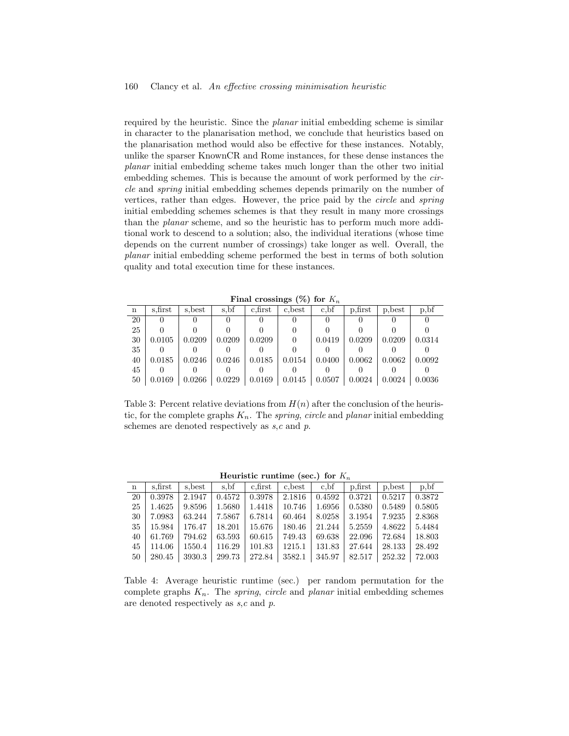required by the heuristic. Since the *planar* initial embedding scheme is similar in character to the planarisation method, we conclude that heuristics based on the planarisation method would also be effective for these instances. Notably, unlike the sparser KnownCR and Rome instances, for these dense instances the *planar* initial embedding scheme takes much longer than the other two initial embedding schemes. This is because the amount of work performed by the *circle* and *spring* initial embedding schemes depends primarily on the number of vertices, rather than edges. However, the price paid by the *circle* and *spring* initial embedding schemes schemes is that they result in many more crossings than the *planar* scheme, and so the heuristic has to perform much more additional work to descend to a solution; also, the individual iterations (whose time depends on the current number of crossings) take longer as well. Overall, the *planar* initial embedding scheme performed the best in terms of both solution quality and total execution time for these instances.

**Final crossings (%) for $K_n$**

| n | s,first | s,best | s,bf | c,first | c,best | c,bf | p,first | p,best | p,bf |
|---|---|---|---|---|---|---|---|---|---|
| 20 | 0 | 0 | 0 | 0 | 0 | 0 | 0 | 0 | 0 |
| 25 | 0 | 0 | 0 | 0 | 0 | 0 | 0 | 0 | 0 |
| 30 | 0.0105 | 0.0209 | 0.0209 | 0.0209 | 0 | 0.0419 | 0.0209 | 0.0209 | 0.0314 |
| 35 | 0 | 0 | 0 | 0 | 0 | 0 | 0 | 0 | 0 |
| 40 | 0.0185 | 0.0246 | 0.0246 | 0.0185 | 0.0154 | 0.0400 | 0.0062 | 0.0062 | 0.0092 |
| 45 | 0 | 0 | 0 | 0 | 0 | 0 | 0 | 0 | 0 |
| 50 | 0.0169 | 0.0266 | 0.0229 | 0.0169 | 0.0145 | 0.0507 | 0.0024 | 0.0024 | 0.0036 |

Table 3: Percent relative deviations from $H(n)$ after the conclusion of the heuristic, for the complete graphs $K_n$. The *spring*, *circle* and *planar* initial embedding schemes are denoted respectively as *s*,*c* and *p*.

**Heuristic runtime (sec.) for $K_n$**

| n | s,first | s,best | s,bf | c,first | c,best | c,bf | p,first | p,best | p,bf |
|---|---|---|---|---|---|---|---|---|---|
| 20 | 0.3978 | 2.1947 | 0.4572 | 0.3978 | 2.1816 | 0.4592 | 0.3721 | 0.5217 | 0.3872 |
| 25 | 1.4625 | 9.8596 | 1.5680 | 1.4418 | 10.746 | 1.6956 | 0.5380 | 0.5489 | 0.5805 |
| 30 | 7.0983 | 63.244 | 7.5867 | 6.7814 | 60.464 | 8.0258 | 3.1954 | 7.9235 | 2.8368 |
| 35 | 15.984 | 176.47 | 18.201 | 15.676 | 180.46 | 21.244 | 5.2559 | 4.8622 | 5.4484 |
| 40 | 61.769 | 794.62 | 63.593 | 60.615 | 749.43 | 69.638 | 22.096 | 72.684 | 18.803 |
| 45 | 114.06 | 1550.4 | 116.29 | 101.83 | 1215.1 | 131.83 | 27.644 | 28.133 | 28.492 |
| 50 | 280.45 | 3930.3 | 299.73 | 272.84 | 3582.1 | 345.97 | 82.517 | 252.32 | 72.003 |

Table 4: Average heuristic runtime (sec.) per random permutation for the complete graphs $K_n$. The *spring*, *circle* and *planar* initial embedding schemes are denoted respectively as *s*,*c* and *p*.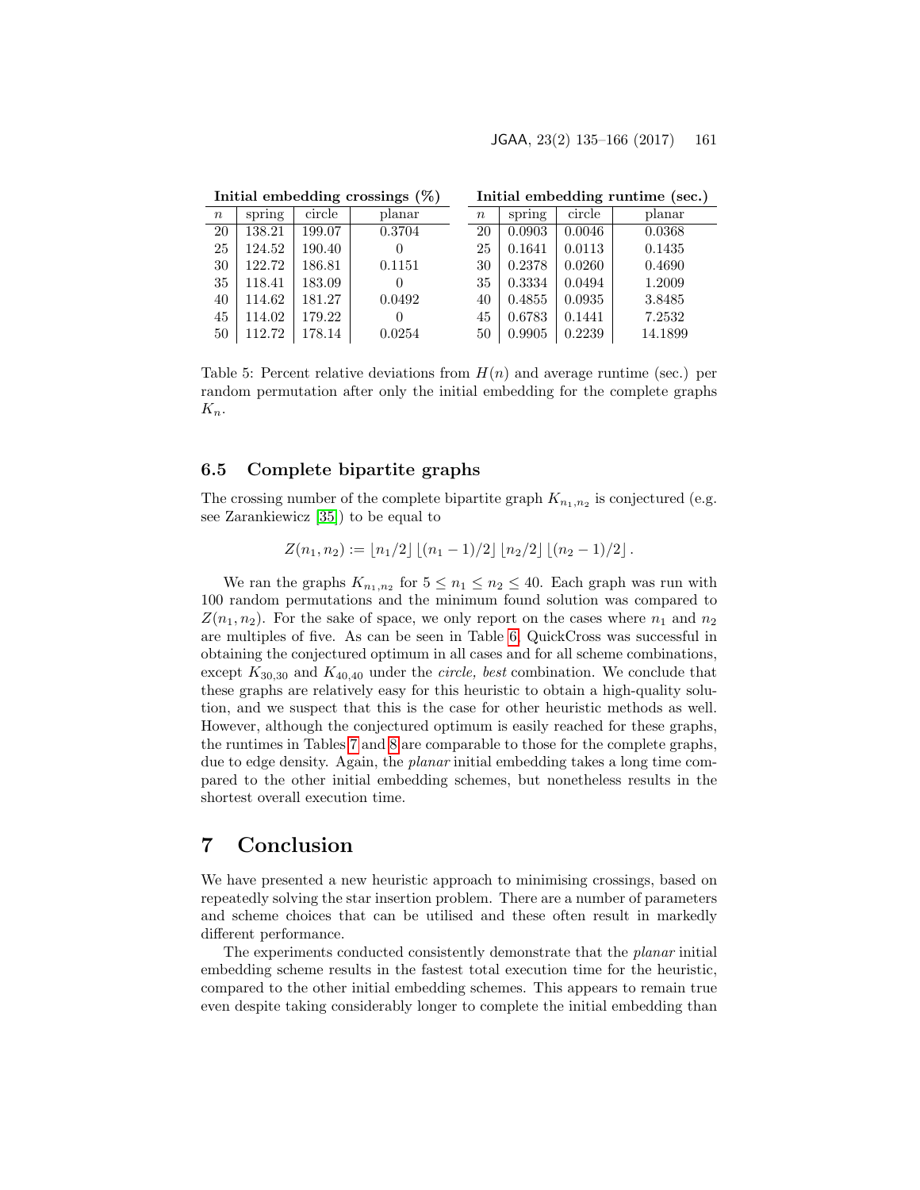| **Initial embedding crossings (%)** | | | |
|---|---|---|---|
| $n$ | spring | circle | planar |
| 20 | 138.21 | 199.07 | 0.3704 |
| 25 | 124.52 | 190.40 | 0 |
| 30 | 122.72 | 186.81 | 0.1151 |
| 35 | 118.41 | 183.09 | 0 |
| 40 | 114.62 | 181.27 | 0.0492 |
| 45 | 114.02 | 179.22 | 0 |
| 50 | 112.72 | 178.14 | 0.0254 |

| **Initial embedding runtime (sec.)** | | | |
|---|---|---|---|
| $n$ | spring | circle | planar |
| 20 | 0.0903 | 0.0046 | 0.0368 |
| 25 | 0.1641 | 0.0113 | 0.1435 |
| 30 | 0.2378 | 0.0260 | 0.4690 |
| 35 | 0.3334 | 0.0494 | 1.2009 |
| 40 | 0.4855 | 0.0935 | 3.8485 |
| 45 | 0.6783 | 0.1441 | 7.2532 |
| 50 | 0.9905 | 0.2239 | 14.1899 |

Table 5: Percent relative deviations from $H(n)$ and average runtime (sec.) per random permutation after only the initial embedding for the complete graphs $K_n$.

### 6.5 Complete bipartite graphs

The crossing number of the complete bipartite graph $K_{n_1,n_2}$ is conjectured (e.g. see Zarankiewicz [35]) to be equal to

$$Z(n_1, n_2) := \lfloor n_1/2 \rfloor \lfloor (n_1 - 1)/2 \rfloor \lfloor n_2/2 \rfloor \lfloor (n_2 - 1)/2 \rfloor .$$

We ran the graphs $K_{n_1,n_2}$ for $5 \leq n_1 \leq n_2 \leq 40$. Each graph was run with 100 random permutations and the minimum found solution was compared to $Z(n_1, n_2)$. For the sake of space, we only report on the cases where $n_1$ and $n_2$ are multiples of five. As can be seen in Table 6, QuickCross was successful in obtaining the conjectured optimum in all cases and for all scheme combinations, except $K_{30,30}$ and $K_{40,40}$ under the *circle, best* combination. We conclude that these graphs are relatively easy for this heuristic to obtain a high-quality solution, and we suspect that this is the case for other heuristic methods as well. However, although the conjectured optimum is easily reached for these graphs, the runtimes in Tables 7 and 8 are comparable to those for the complete graphs, due to edge density. Again, the *planar* initial embedding takes a long time compared to the other initial embedding schemes, but nonetheless results in the shortest overall execution time.

## 7 Conclusion

We have presented a new heuristic approach to minimising crossings, based on repeatedly solving the star insertion problem. There are a number of parameters and scheme choices that can be utilised and these often result in markedly different performance.

The experiments conducted consistently demonstrate that the *planar* initial embedding scheme results in the fastest total execution time for the heuristic, compared to the other initial embedding schemes. This appears to remain true even despite taking considerably longer to complete the initial embedding than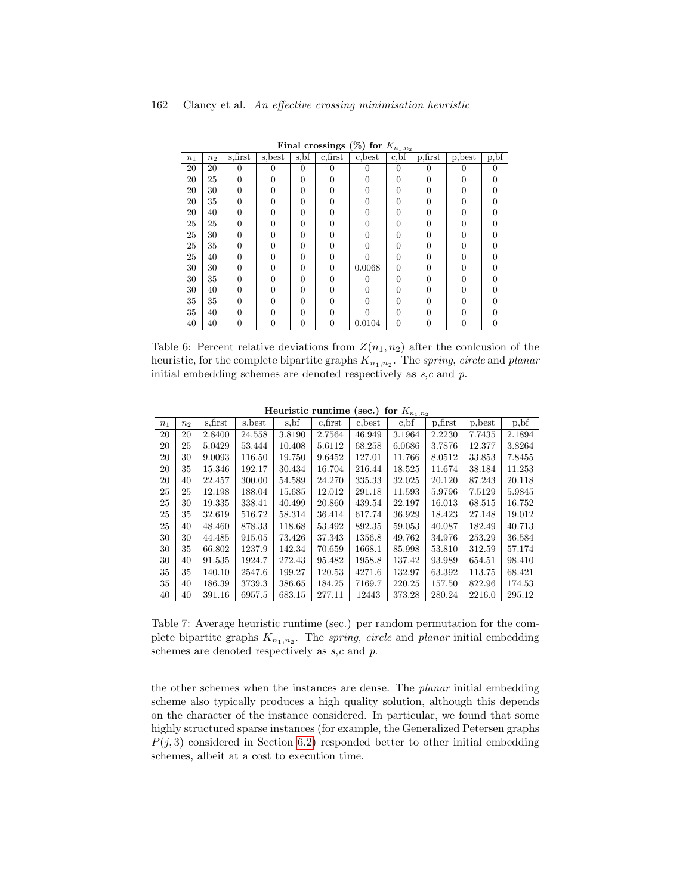**Final crossings (%) for $K_{n_1,n_2}$**

| $n_1$ | $n_2$ | s,first | s,best | s,bf | c,first | c,best | c,bf | p,first | p,best | p,bf |
|---|---|---|---|---|---|---|---|---|---|---|
| 20 | 20 | 0 | 0 | 0 | 0 | 0 | 0 | 0 | 0 | 0 |
| 20 | 25 | 0 | 0 | 0 | 0 | 0 | 0 | 0 | 0 | 0 |
| 20 | 30 | 0 | 0 | 0 | 0 | 0 | 0 | 0 | 0 | 0 |
| 20 | 35 | 0 | 0 | 0 | 0 | 0 | 0 | 0 | 0 | 0 |
| 20 | 40 | 0 | 0 | 0 | 0 | 0 | 0 | 0 | 0 | 0 |
| 25 | 25 | 0 | 0 | 0 | 0 | 0 | 0 | 0 | 0 | 0 |
| 25 | 30 | 0 | 0 | 0 | 0 | 0 | 0 | 0 | 0 | 0 |
| 25 | 35 | 0 | 0 | 0 | 0 | 0 | 0 | 0 | 0 | 0 |
| 25 | 40 | 0 | 0 | 0 | 0 | 0 | 0 | 0 | 0 | 0 |
| 30 | 30 | 0 | 0 | 0 | 0 | 0.0068 | 0 | 0 | 0 | 0 |
| 30 | 35 | 0 | 0 | 0 | 0 | 0 | 0 | 0 | 0 | 0 |
| 30 | 40 | 0 | 0 | 0 | 0 | 0 | 0 | 0 | 0 | 0 |
| 35 | 35 | 0 | 0 | 0 | 0 | 0 | 0 | 0 | 0 | 0 |
| 35 | 40 | 0 | 0 | 0 | 0 | 0 | 0 | 0 | 0 | 0 |
| 40 | 40 | 0 | 0 | 0 | 0 | 0.0104 | 0 | 0 | 0 | 0 |

Table 6: Percent relative deviations from $Z(n_1, n_2)$ after the conlcusion of the heuristic, for the complete bipartite graphs $K_{n_1,n_2}$. The *spring*, *circle* and *planar* initial embedding schemes are denoted respectively as *s*,*c* and *p*.

**Heuristic runtime (sec.) for $K_{n_1,n_2}$**

| $n_1$ | $n_2$ | s,first | s,best | s,bf | c,first | c,best | c,bf | p,first | p,best | p,bf |
|---|---|---|---|---|---|---|---|---|---|---|
| 20 | 20 | 2.8400 | 24.558 | 3.8190 | 2.7564 | 46.949 | 3.1964 | 2.2230 | 7.7435 | 2.1894 |
| 20 | 25 | 5.0429 | 53.444 | 10.408 | 5.6112 | 68.258 | 6.0686 | 3.7876 | 12.377 | 3.8264 |
| 20 | 30 | 9.0093 | 116.50 | 19.750 | 9.6452 | 127.01 | 11.766 | 8.0512 | 33.853 | 7.8455 |
| 20 | 35 | 15.346 | 192.17 | 30.434 | 16.704 | 216.44 | 18.525 | 11.674 | 38.184 | 11.253 |
| 20 | 40 | 22.457 | 300.00 | 54.589 | 24.270 | 335.33 | 32.025 | 20.120 | 87.243 | 20.118 |
| 25 | 25 | 12.198 | 188.04 | 15.685 | 12.012 | 291.18 | 11.593 | 5.9796 | 7.5129 | 5.9845 |
| 25 | 30 | 19.335 | 338.41 | 40.499 | 20.860 | 439.54 | 22.197 | 16.013 | 68.515 | 16.752 |
| 25 | 35 | 32.619 | 516.72 | 58.314 | 36.414 | 617.74 | 36.929 | 18.423 | 27.148 | 19.012 |
| 25 | 40 | 48.460 | 878.33 | 118.68 | 53.492 | 892.35 | 59.053 | 40.087 | 182.49 | 40.713 |
| 30 | 30 | 44.485 | 915.05 | 73.426 | 37.343 | 1356.8 | 49.762 | 34.976 | 253.29 | 36.584 |
| 30 | 35 | 66.802 | 1237.9 | 142.34 | 70.659 | 1668.1 | 85.998 | 53.810 | 312.59 | 57.174 |
| 30 | 40 | 91.535 | 1924.7 | 272.43 | 95.482 | 1958.8 | 137.42 | 93.989 | 654.51 | 98.410 |
| 35 | 35 | 140.10 | 2547.6 | 199.27 | 120.53 | 4271.6 | 132.97 | 63.392 | 113.75 | 68.421 |
| 35 | 40 | 186.39 | 3739.3 | 386.65 | 184.25 | 7169.7 | 220.25 | 157.50 | 822.96 | 174.53 |
| 40 | 40 | 391.16 | 6957.5 | 683.15 | 277.11 | 12443 | 373.28 | 280.24 | 2216.0 | 295.12 |

Table 7: Average heuristic runtime (sec.) per random permutation for the complete bipartite graphs $K_{n_1,n_2}$. The *spring*, *circle* and *planar* initial embedding schemes are denoted respectively as *s*,*c* and *p*.

the other schemes when the instances are dense. The *planar* initial embedding scheme also typically produces a high quality solution, although this depends on the character of the instance considered. In particular, we found that some highly structured sparse instances (for example, the Generalized Petersen graphs $P(j, 3)$ considered in Section 6.2) responded better to other initial embedding schemes, albeit at a cost to execution time.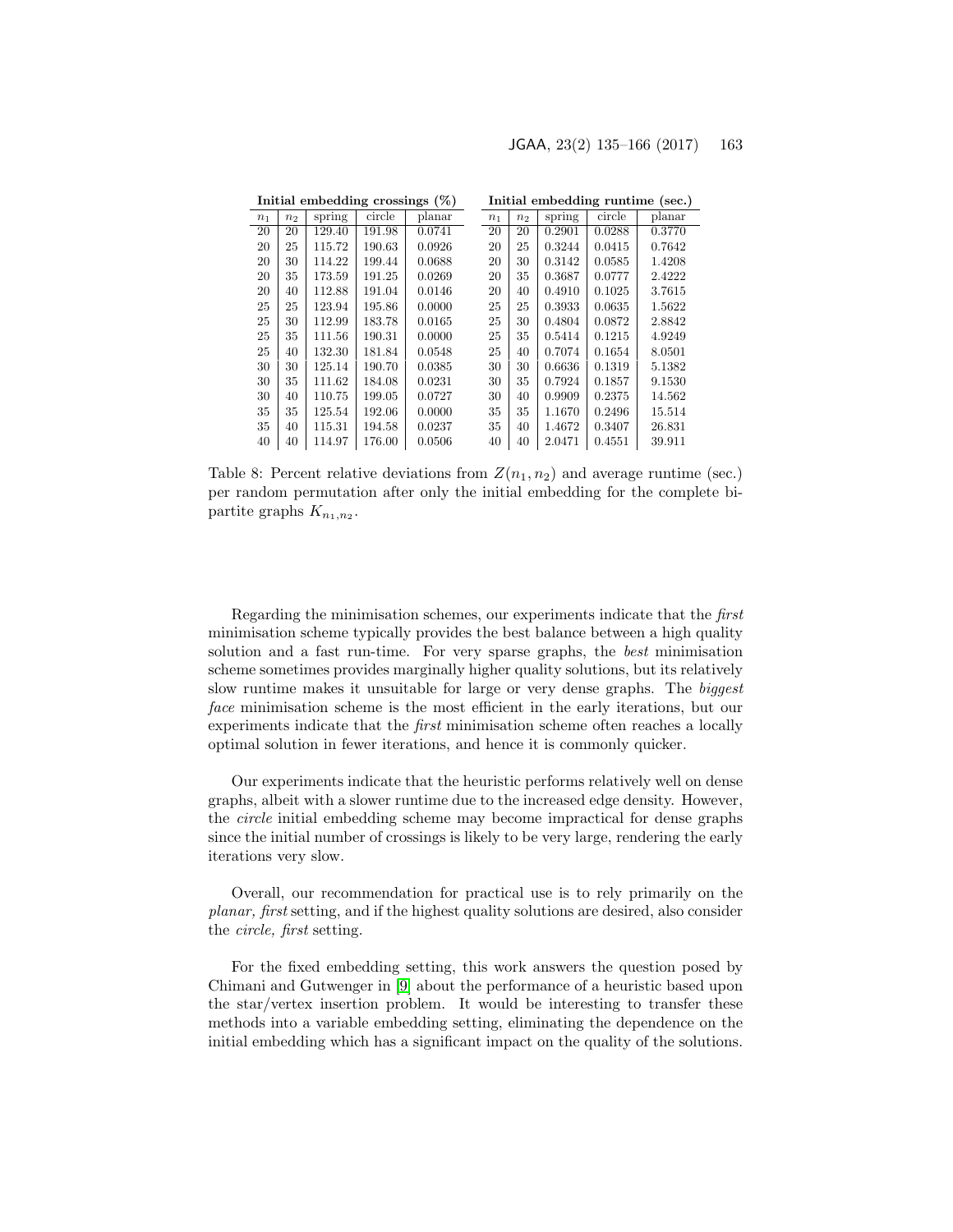| **Initial embedding crossings (%)** | | | | | **Initial embedding runtime (sec.)** | | | | |
|---|---|---|---|---|---|---|---|---|---|
| $n_1$ | $n_2$ | spring | circle | planar | $n_1$ | $n_2$ | spring | circle | planar |
| 20 | 20 | 129.40 | 191.98 | 0.0741 | 20 | 20 | 0.2901 | 0.0288 | 0.3770 |
| 20 | 25 | 115.72 | 190.63 | 0.0926 | 20 | 25 | 0.3244 | 0.0415 | 0.7642 |
| 20 | 30 | 114.22 | 199.44 | 0.0688 | 20 | 30 | 0.3142 | 0.0585 | 1.4208 |
| 20 | 35 | 173.59 | 191.25 | 0.0269 | 20 | 35 | 0.3687 | 0.0777 | 2.4222 |
| 20 | 40 | 112.88 | 191.04 | 0.0146 | 20 | 40 | 0.4910 | 0.1025 | 3.7615 |
| 25 | 25 | 123.94 | 195.86 | 0.0000 | 25 | 25 | 0.3933 | 0.0635 | 1.5622 |
| 25 | 30 | 112.99 | 183.78 | 0.0165 | 25 | 30 | 0.4804 | 0.0872 | 2.8842 |
| 25 | 35 | 111.56 | 190.31 | 0.0000 | 25 | 35 | 0.5414 | 0.1215 | 4.9249 |
| 25 | 40 | 132.30 | 181.84 | 0.0548 | 25 | 40 | 0.7074 | 0.1654 | 8.0501 |
| 30 | 30 | 125.14 | 190.70 | 0.0385 | 30 | 30 | 0.6636 | 0.1319 | 5.1382 |
| 30 | 35 | 111.62 | 184.08 | 0.0231 | 30 | 35 | 0.7924 | 0.1857 | 9.1530 |
| 30 | 40 | 110.75 | 199.05 | 0.0727 | 30 | 40 | 0.9909 | 0.2375 | 14.562 |
| 35 | 35 | 125.54 | 192.06 | 0.0000 | 35 | 35 | 1.1670 | 0.2496 | 15.514 |
| 35 | 40 | 115.31 | 194.58 | 0.0237 | 35 | 40 | 1.4672 | 0.3407 | 26.831 |
| 40 | 40 | 114.97 | 176.00 | 0.0506 | 40 | 40 | 2.0471 | 0.4551 | 39.911 |

Table 8: Percent relative deviations from $Z(n_1, n_2)$ and average runtime (sec.) per random permutation after only the initial embedding for the complete bipartite graphs $K_{n_1,n_2}$.

Regarding the minimisation schemes, our experiments indicate that the *first* minimisation scheme typically provides the best balance between a high quality solution and a fast run-time. For very sparse graphs, the *best* minimisation scheme sometimes provides marginally higher quality solutions, but its relatively slow runtime makes it unsuitable for large or very dense graphs. The *biggest face* minimisation scheme is the most efficient in the early iterations, but our experiments indicate that the *first* minimisation scheme often reaches a locally optimal solution in fewer iterations, and hence it is commonly quicker.

Our experiments indicate that the heuristic performs relatively well on dense graphs, albeit with a slower runtime due to the increased edge density. However, the *circle* initial embedding scheme may become impractical for dense graphs since the initial number of crossings is likely to be very large, rendering the early iterations very slow.

Overall, our recommendation for practical use is to rely primarily on the *planar, first* setting, and if the highest quality solutions are desired, also consider the *circle, first* setting.

For the fixed embedding setting, this work answers the question posed by Chimani and Gutwenger in [9] about the performance of a heuristic based upon the star/vertex insertion problem. It would be interesting to transfer these methods into a variable embedding setting, eliminating the dependence on the initial embedding which has a significant impact on the quality of the solutions.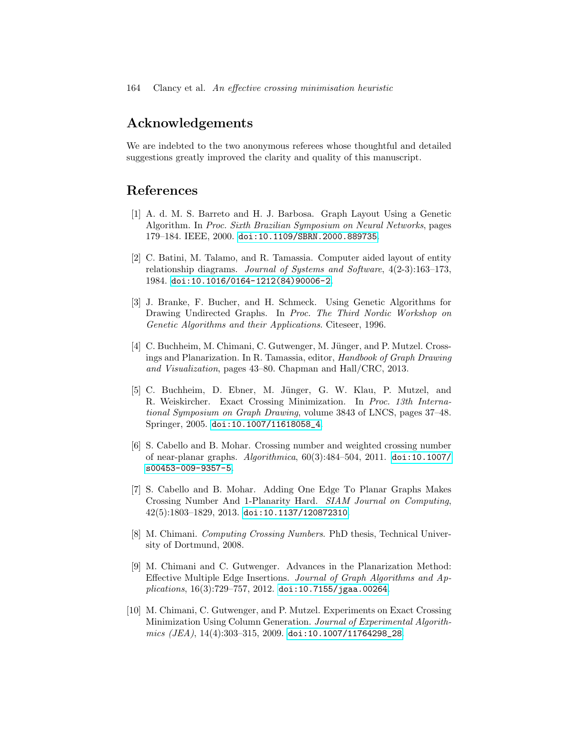## Acknowledgements

We are indebted to the two anonymous referees whose thoughtful and detailed suggestions greatly improved the clarity and quality of this manuscript.

## References

[1] A. d. M. S. Barreto and H. J. Barbosa. Graph Layout Using a Genetic Algorithm. In *Proc. Sixth Brazilian Symposium on Neural Networks*, pages 179–184. IEEE, 2000. doi:10.1109/SBRN.2000.889735.

[2] C. Batini, M. Talamo, and R. Tamassia. Computer aided layout of entity relationship diagrams. *Journal of Systems and Software*, 4(2-3):163–173, 1984. doi:10.1016/0164-1212(84)90006-2.

[3] J. Branke, F. Bucher, and H. Schmeck. Using Genetic Algorithms for Drawing Undirected Graphs. In *Proc. The Third Nordic Workshop on Genetic Algorithms and their Applications*. Citeseer, 1996.

[4] C. Buchheim, M. Chimani, C. Gutwenger, M. Jünger, and P. Mutzel. Crossings and Planarization. In R. Tamassia, editor, *Handbook of Graph Drawing and Visualization*, pages 43–80. Chapman and Hall/CRC, 2013.

[5] C. Buchheim, D. Ebner, M. Jünger, G. W. Klau, P. Mutzel, and R. Weiskircher. Exact Crossing Minimization. In *Proc. 13th International Symposium on Graph Drawing*, volume 3843 of LNCS, pages 37–48. Springer, 2005. doi:10.1007/11618058_4.

[6] S. Cabello and B. Mohar. Crossing number and weighted crossing number of near-planar graphs. *Algorithmica*, 60(3):484–504, 2011. doi:10.1007/s00453-009-9357-5.

[7] S. Cabello and B. Mohar. Adding One Edge To Planar Graphs Makes Crossing Number And 1-Planarity Hard. *SIAM Journal on Computing*, 42(5):1803–1829, 2013. doi:10.1137/120872310.

[8] M. Chimani. *Computing Crossing Numbers*. PhD thesis, Technical University of Dortmund, 2008.

[9] M. Chimani and C. Gutwenger. Advances in the Planarization Method: Effective Multiple Edge Insertions. *Journal of Graph Algorithms and Applications*, 16(3):729–757, 2012. doi:10.7155/jgaa.00264.

[10] M. Chimani, C. Gutwenger, and P. Mutzel. Experiments on Exact Crossing Minimization Using Column Generation. *Journal of Experimental Algorithmics (JEA)*, 14(4):303–315, 2009. doi:10.1007/11764298_28.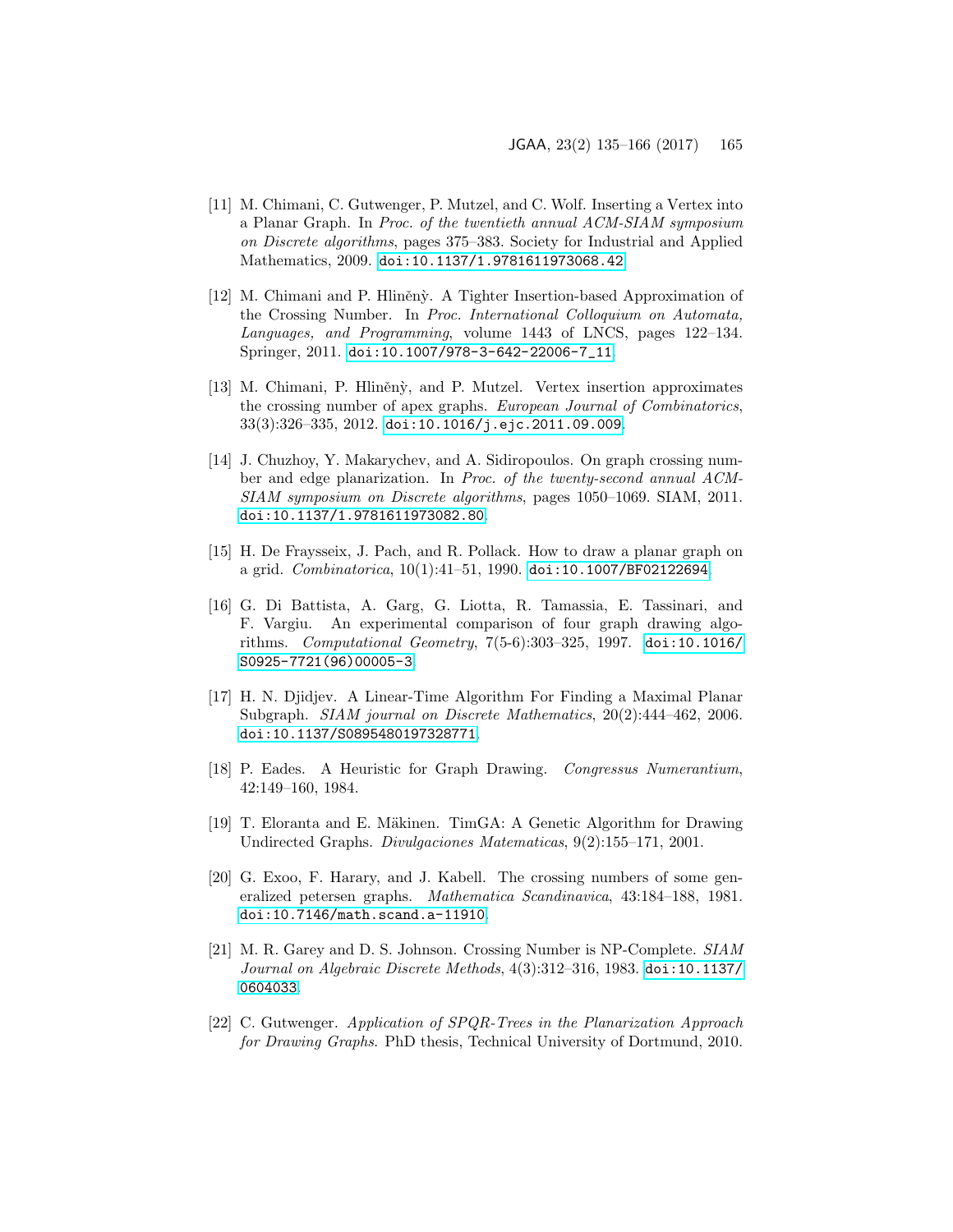[11] M. Chimani, C. Gutwenger, P. Mutzel, and C. Wolf. Inserting a Vertex into a Planar Graph. In *Proc. of the twentieth annual ACM-SIAM symposium on Discrete algorithms*, pages 375–383. Society for Industrial and Applied Mathematics, 2009. doi:10.1137/1.9781611973068.42.

[12] M. Chimani and P. Hliněný. A Tighter Insertion-based Approximation of the Crossing Number. In *Proc. International Colloquium on Automata, Languages, and Programming*, volume 1443 of LNCS, pages 122–134. Springer, 2011. doi:10.1007/978-3-642-22006-7_11.

[13] M. Chimani, P. Hliněný, and P. Mutzel. Vertex insertion approximates the crossing number of apex graphs. *European Journal of Combinatorics*, 33(3):326–335, 2012. doi:10.1016/j.ejc.2011.09.009.

[14] J. Chuzhoy, Y. Makarychev, and A. Sidiropoulos. On graph crossing number and edge planarization. In *Proc. of the twenty-second annual ACM-SIAM symposium on Discrete algorithms*, pages 1050–1069. SIAM, 2011. doi:10.1137/1.9781611973082.80.

[15] H. De Fraysseix, J. Pach, and R. Pollack. How to draw a planar graph on a grid. *Combinatorica*, 10(1):41–51, 1990. doi:10.1007/BF02122694.

[16] G. Di Battista, A. Garg, G. Liotta, R. Tamassia, E. Tassinari, and F. Vargiu. An experimental comparison of four graph drawing algorithms. *Computational Geometry*, 7(5-6):303–325, 1997. doi:10.1016/S0925-7721(96)00005-3.

[17] H. N. Djidjev. A Linear-Time Algorithm For Finding a Maximal Planar Subgraph. *SIAM journal on Discrete Mathematics*, 20(2):444–462, 2006. doi:10.1137/S0895480197328771.

[18] P. Eades. A Heuristic for Graph Drawing. *Congressus Numerantium*, 42:149–160, 1984.

[19] T. Eloranta and E. Mäkinen. TimGA: A Genetic Algorithm for Drawing Undirected Graphs. *Divulgaciones Matematicas*, 9(2):155–171, 2001.

[20] G. Exoo, F. Harary, and J. Kabell. The crossing numbers of some generalized petersen graphs. *Mathematica Scandinavica*, 43:184–188, 1981. doi:10.7146/math.scand.a-11910.

[21] M. R. Garey and D. S. Johnson. Crossing Number is NP-Complete. *SIAM Journal on Algebraic Discrete Methods*, 4(3):312–316, 1983. doi:10.1137/0604033.

[22] C. Gutwenger. *Application of SPQR-Trees in the Planarization Approach for Drawing Graphs*. PhD thesis, Technical University of Dortmund, 2010.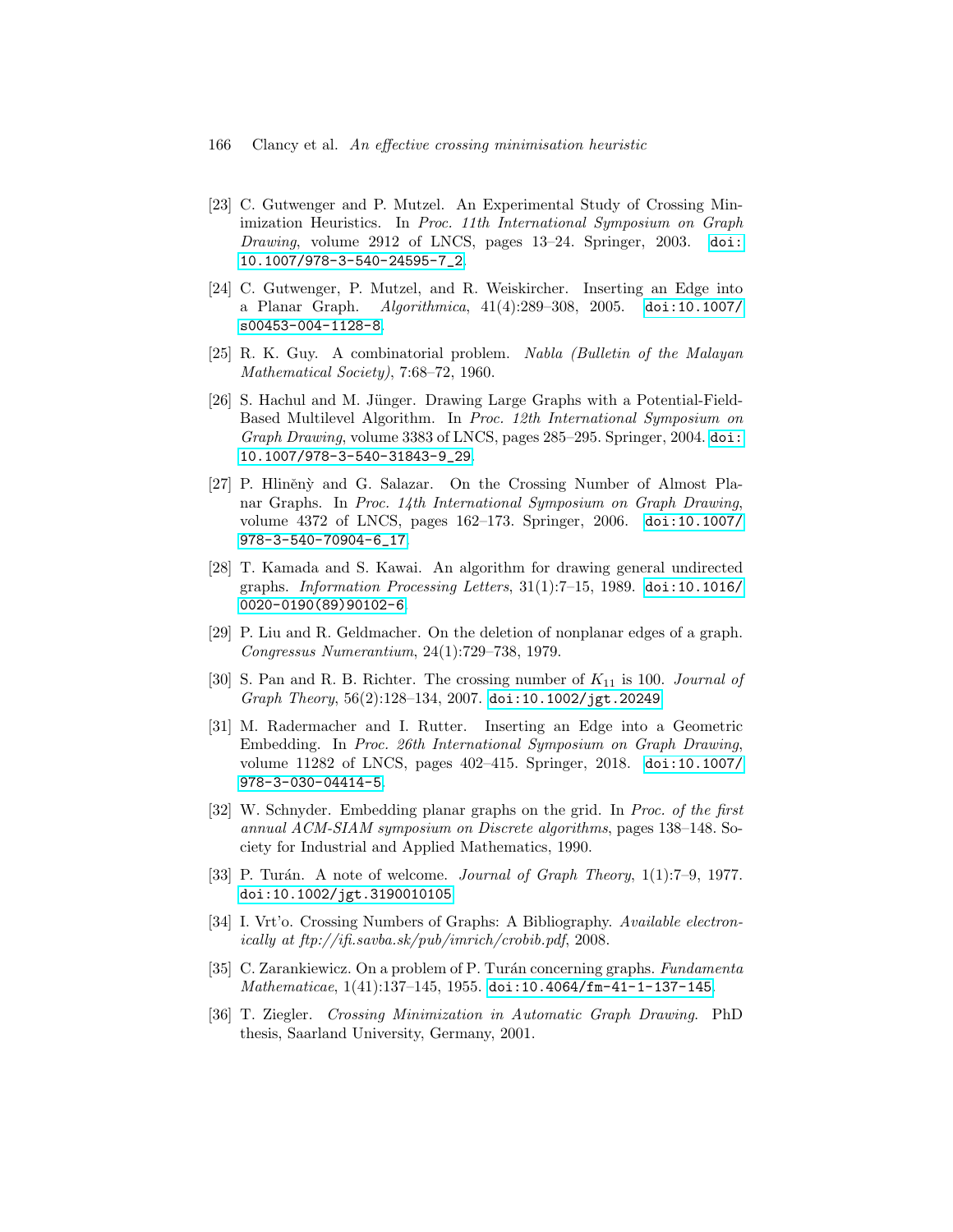[23] C. Gutwenger and P. Mutzel. An Experimental Study of Crossing Minimization Heuristics. In *Proc. 11th International Symposium on Graph Drawing*, volume 2912 of LNCS, pages 13–24. Springer, 2003. doi:10.1007/978-3-540-24595-7_2.

[24] C. Gutwenger, P. Mutzel, and R. Weiskircher. Inserting an Edge into a Planar Graph. *Algorithmica*, 41(4):289–308, 2005. doi:10.1007/s00453-004-1128-8.

[25] R. K. Guy. A combinatorial problem. *Nabla (Bulletin of the Malayan Mathematical Society)*, 7:68–72, 1960.

[26] S. Hachul and M. Jünger. Drawing Large Graphs with a Potential-Field-Based Multilevel Algorithm. In *Proc. 12th International Symposium on Graph Drawing*, volume 3383 of LNCS, pages 285–295. Springer, 2004. doi:10.1007/978-3-540-31843-9_29.

[27] P. Hliněnỳ and G. Salazar. On the Crossing Number of Almost Planar Graphs. In *Proc. 14th International Symposium on Graph Drawing*, volume 4372 of LNCS, pages 162–173. Springer, 2006. doi:10.1007/978-3-540-70904-6_17.

[28] T. Kamada and S. Kawai. An algorithm for drawing general undirected graphs. *Information Processing Letters*, 31(1):7–15, 1989. doi:10.1016/0020-0190(89)90102-6.

[29] P. Liu and R. Geldmacher. On the deletion of nonplanar edges of a graph. *Congressus Numerantium*, 24(1):729–738, 1979.

[30] S. Pan and R. B. Richter. The crossing number of $K_{11}$ is 100. *Journal of Graph Theory*, 56(2):128–134, 2007. doi:10.1002/jgt.20249.

[31] M. Radermacher and I. Rutter. Inserting an Edge into a Geometric Embedding. In *Proc. 26th International Symposium on Graph Drawing*, volume 11282 of LNCS, pages 402–415. Springer, 2018. doi:10.1007/978-3-030-04414-5.

[32] W. Schnyder. Embedding planar graphs on the grid. In *Proc. of the first annual ACM-SIAM symposium on Discrete algorithms*, pages 138–148. Society for Industrial and Applied Mathematics, 1990.

[33] P. Turán. A note of welcome. *Journal of Graph Theory*, 1(1):7–9, 1977. doi:10.1002/jgt.3190010105.

[34] I. Vrt'o. Crossing Numbers of Graphs: A Bibliography. *Available electronically at ftp://ifi.savba.sk/pub/imrich/crobib.pdf*, 2008.

[35] C. Zarankiewicz. On a problem of P. Turán concerning graphs. *Fundamenta Mathematicae*, 1(41):137–145, 1955. doi:10.4064/fm-41-1-137-145.

[36] T. Ziegler. *Crossing Minimization in Automatic Graph Drawing*. PhD thesis, Saarland University, Germany, 2001.